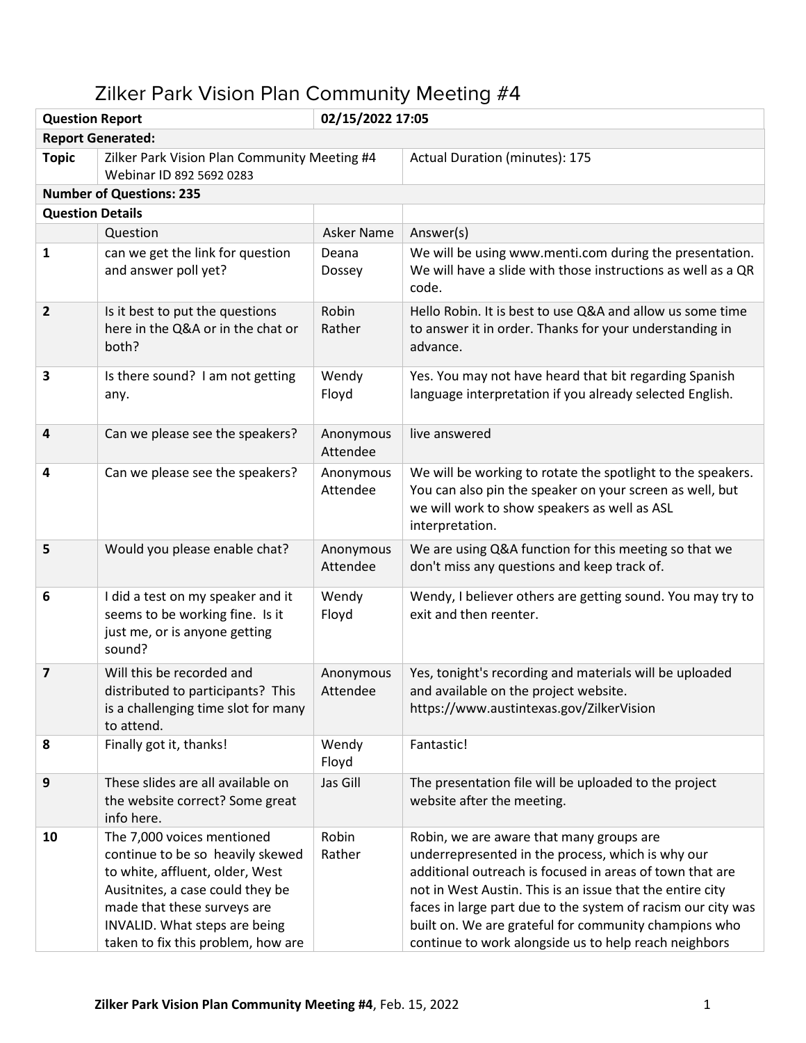# Zilker Park Vision Plan Community Meeting #4

| **Question Report** | | **02/15/2022 17:05** | |
|---|---|---|---|
| **Report Generated:** | | | |
| **Topic** | Zilker Park Vision Plan Community Meeting #4 Webinar ID 892 5692 0283 | | Actual Duration (minutes): 175 |
| **Number of Questions: 235** | | | |
| **Question Details** | | | |
| | Question | Asker Name | Answer(s) |
| **1** | can we get the link for question and answer poll yet? | Deana Dossey | We will be using www.menti.com during the presentation. We will have a slide with those instructions as well as a QR code. |
| **2** | Is it best to put the questions here in the Q&A or in the chat or both? | Robin Rather | Hello Robin. It is best to use Q&A and allow us some time to answer it in order. Thanks for your understanding in advance. |
| **3** | Is there sound? I am not getting any. | Wendy Floyd | Yes. You may not have heard that bit regarding Spanish language interpretation if you already selected English. |
| **4** | Can we please see the speakers? | Anonymous Attendee | live answered |
| **4** | Can we please see the speakers? | Anonymous Attendee | We will be working to rotate the spotlight to the speakers. You can also pin the speaker on your screen as well, but we will work to show speakers as well as ASL interpretation. |
| **5** | Would you please enable chat? | Anonymous Attendee | We are using Q&A function for this meeting so that we don't miss any questions and keep track of. |
| **6** | I did a test on my speaker and it seems to be working fine. Is it just me, or is anyone getting sound? | Wendy Floyd | Wendy, I believer others are getting sound. You may try to exit and then reenter. |
| **7** | Will this be recorded and distributed to participants? This is a challenging time slot for many to attend. | Anonymous Attendee | Yes, tonight's recording and materials will be uploaded and available on the project website. https://www.austintexas.gov/ZilkerVision |
| **8** | Finally got it, thanks! | Wendy Floyd | Fantastic! |
| **9** | These slides are all available on the website correct? Some great info here. | Jas Gill | The presentation file will be uploaded to the project website after the meeting. |
| **10** | The 7,000 voices mentioned continue to be so heavily skewed to white, affluent, older, West Ausitnites, a case could they be made that these surveys are INVALID. What steps are being taken to fix this problem, how are | Robin Rather | Robin, we are aware that many groups are underrepresented in the process, which is why our additional outreach is focused in areas of town that are not in West Austin. This is an issue that the entire city faces in large part due to the system of racism our city was built on. We are grateful for community champions who continue to work alongside us to help reach neighbors |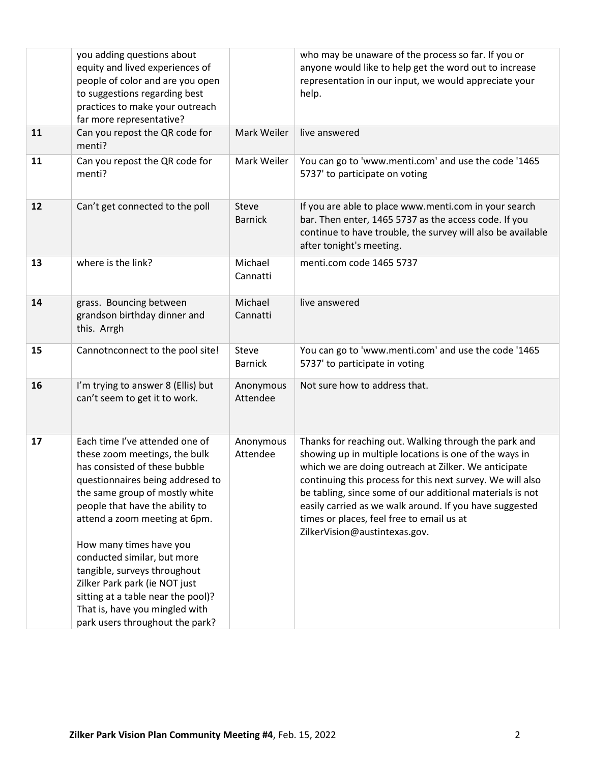| | | | |
|---|---|---|---|
| | you adding questions about equity and lived experiences of people of color and are you open to suggestions regarding best practices to make your outreach far more representative? | | who may be unaware of the process so far. If you or anyone would like to help get the word out to increase representation in our input, we would appreciate your help. |
| **11** | Can you repost the QR code for menti? | Mark Weiler | live answered |
| **11** | Can you repost the QR code for menti? | Mark Weiler | You can go to 'www.menti.com' and use the code '1465 5737' to participate on voting |
| **12** | Can't get connected to the poll | Steve Barnick | If you are able to place www.menti.com in your search bar. Then enter, 1465 5737 as the access code. If you continue to have trouble, the survey will also be available after tonight's meeting. |
| **13** | where is the link? | Michael Cannatti | menti.com code 1465 5737 |
| **14** | grass. Bouncing between grandson birthday dinner and this. Arrgh | Michael Cannatti | live answered |
| **15** | Cannotnconnect to the pool site! | Steve Barnick | You can go to 'www.menti.com' and use the code '1465 5737' to participate in voting |
| **16** | I'm trying to answer 8 (Ellis) but can't seem to get it to work. | Anonymous Attendee | Not sure how to address that. |
| **17** | Each time I've attended one of these zoom meetings, the bulk has consisted of these bubble questionnaires being addresed to the same group of mostly white people that have the ability to attend a zoom meeting at 6pm.<br><br>How many times have you conducted similar, but more tangible, surveys throughout Zilker Park park (ie NOT just sitting at a table near the pool)? That is, have you mingled with park users throughout the park? | Anonymous Attendee | Thanks for reaching out. Walking through the park and showing up in multiple locations is one of the ways in which we are doing outreach at Zilker. We anticipate continuing this process for this next survey. We will also be tabling, since some of our additional materials is not easily carried as we walk around. If you have suggested times or places, feel free to email us at ZilkerVision@austintexas.gov. |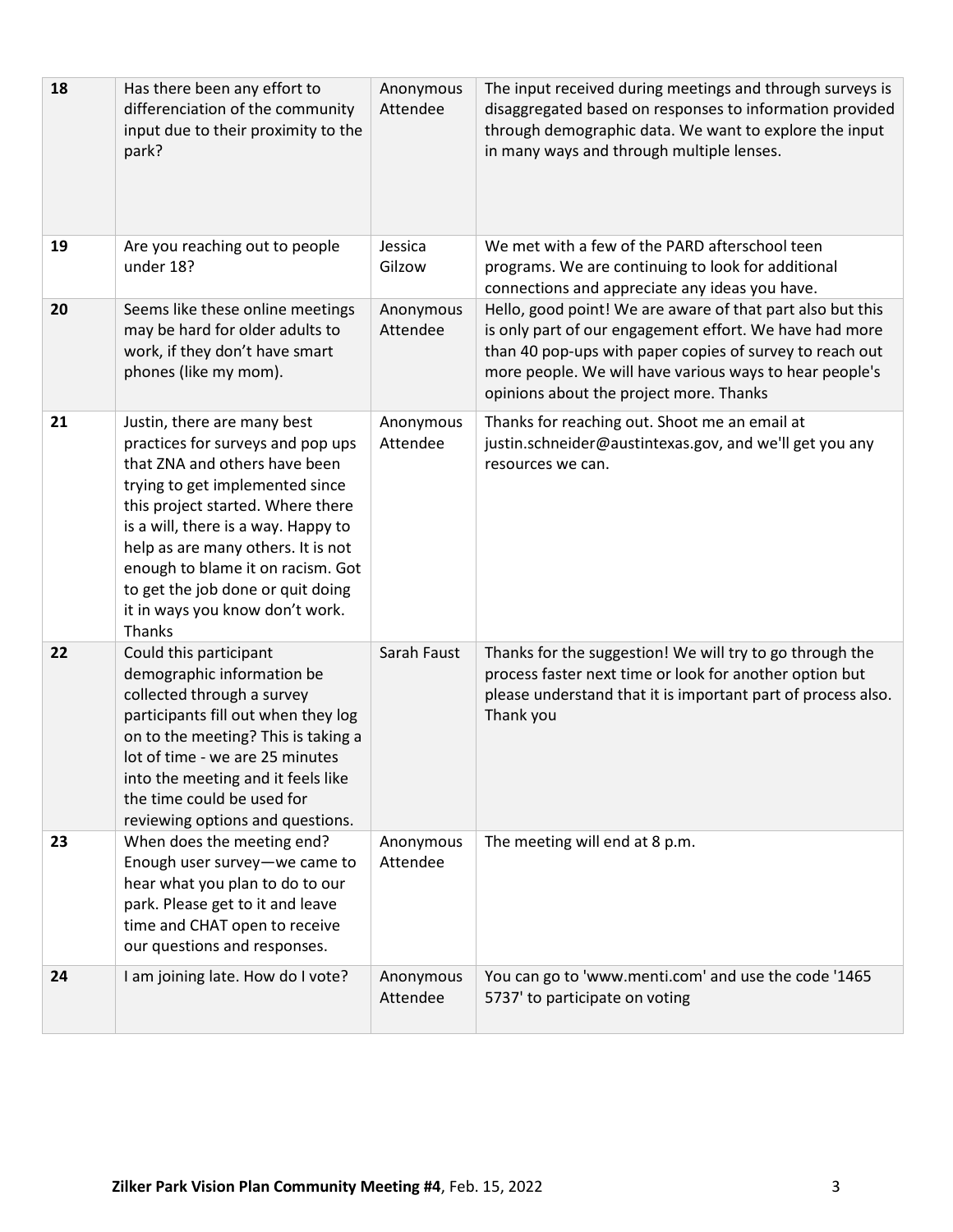| 18 | Has there been any effort to differenciation of the community input due to their proximity to the park? | Anonymous Attendee | The input received during meetings and through surveys is disaggregated based on responses to information provided through demographic data. We want to explore the input in many ways and through multiple lenses. |
|---|---|---|---|
| 19 | Are you reaching out to people under 18? | Jessica Gilzow | We met with a few of the PARD afterschool teen programs. We are continuing to look for additional connections and appreciate any ideas you have. |
| 20 | Seems like these online meetings may be hard for older adults to work, if they don't have smart phones (like my mom). | Anonymous Attendee | Hello, good point! We are aware of that part also but this is only part of our engagement effort. We have had more than 40 pop-ups with paper copies of survey to reach out more people. We will have various ways to hear people's opinions about the project more. Thanks |
| 21 | Justin, there are many best practices for surveys and pop ups that ZNA and others have been trying to get implemented since this project started. Where there is a will, there is a way. Happy to help as are many others. It is not enough to blame it on racism. Got to get the job done or quit doing it in ways you know don't work. Thanks | Anonymous Attendee | Thanks for reaching out. Shoot me an email at justin.schneider@austintexas.gov, and we'll get you any resources we can. |
| 22 | Could this participant demographic information be collected through a survey participants fill out when they log on to the meeting? This is taking a lot of time - we are 25 minutes into the meeting and it feels like the time could be used for reviewing options and questions. | Sarah Faust | Thanks for the suggestion! We will try to go through the process faster next time or look for another option but please understand that it is important part of process also. Thank you |
| 23 | When does the meeting end? Enough user survey—we came to hear what you plan to do to our park. Please get to it and leave time and CHAT open to receive our questions and responses. | Anonymous Attendee | The meeting will end at 8 p.m. |
| 24 | I am joining late. How do I vote? | Anonymous Attendee | You can go to 'www.menti.com' and use the code '1465 5737' to participate on voting |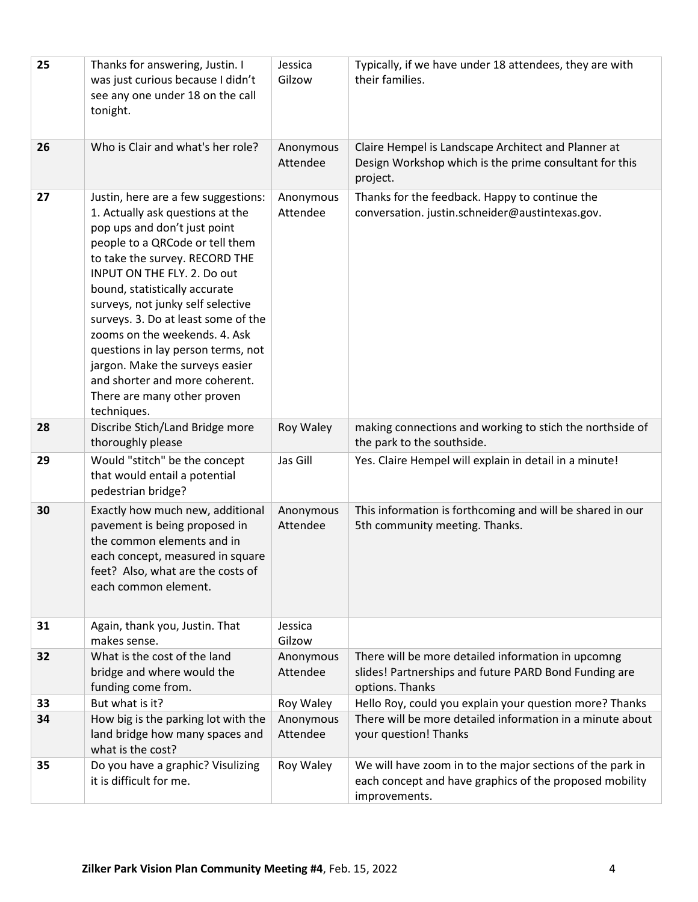| 25 | Thanks for answering, Justin. I was just curious because I didn't see any one under 18 on the call tonight. | Jessica Gilzow | Typically, if we have under 18 attendees, they are with their families. |
|---|---|---|---|
| 26 | Who is Clair and what's her role? | Anonymous Attendee | Claire Hempel is Landscape Architect and Planner at Design Workshop which is the prime consultant for this project. |
| 27 | Justin, here are a few suggestions: 1. Actually ask questions at the pop ups and don't just point people to a QRCode or tell them to take the survey. RECORD THE INPUT ON THE FLY. 2. Do out bound, statistically accurate surveys, not junky self selective surveys. 3. Do at least some of the zooms on the weekends. 4. Ask questions in lay person terms, not jargon. Make the surveys easier and shorter and more coherent. There are many other proven techniques. | Anonymous Attendee | Thanks for the feedback. Happy to continue the conversation. justin.schneider@austintexas.gov. |
| 28 | Discribe Stich/Land Bridge more thoroughly please | Roy Waley | making connections and working to stich the northside of the park to the southside. |
| 29 | Would "stitch" be the concept that would entail a potential pedestrian bridge? | Jas Gill | Yes. Claire Hempel will explain in detail in a minute! |
| 30 | Exactly how much new, additional pavement is being proposed in the common elements and in each concept, measured in square feet? Also, what are the costs of each common element. | Anonymous Attendee | This information is forthcoming and will be shared in our 5th community meeting. Thanks. |
| 31 | Again, thank you, Justin. That makes sense. | Jessica Gilzow | |
| 32 | What is the cost of the land bridge and where would the funding come from. | Anonymous Attendee | There will be more detailed information in upcomng slides! Partnerships and future PARD Bond Funding are options. Thanks |
| 33 | But what is it? | Roy Waley | Hello Roy, could you explain your question more? Thanks |
| 34 | How big is the parking lot with the land bridge how many spaces and what is the cost? | Anonymous Attendee | There will be more detailed information in a minute about your question! Thanks |
| 35 | Do you have a graphic? Visulizing it is difficult for me. | Roy Waley | We will have zoom in to the major sections of the park in each concept and have graphics of the proposed mobility improvements. |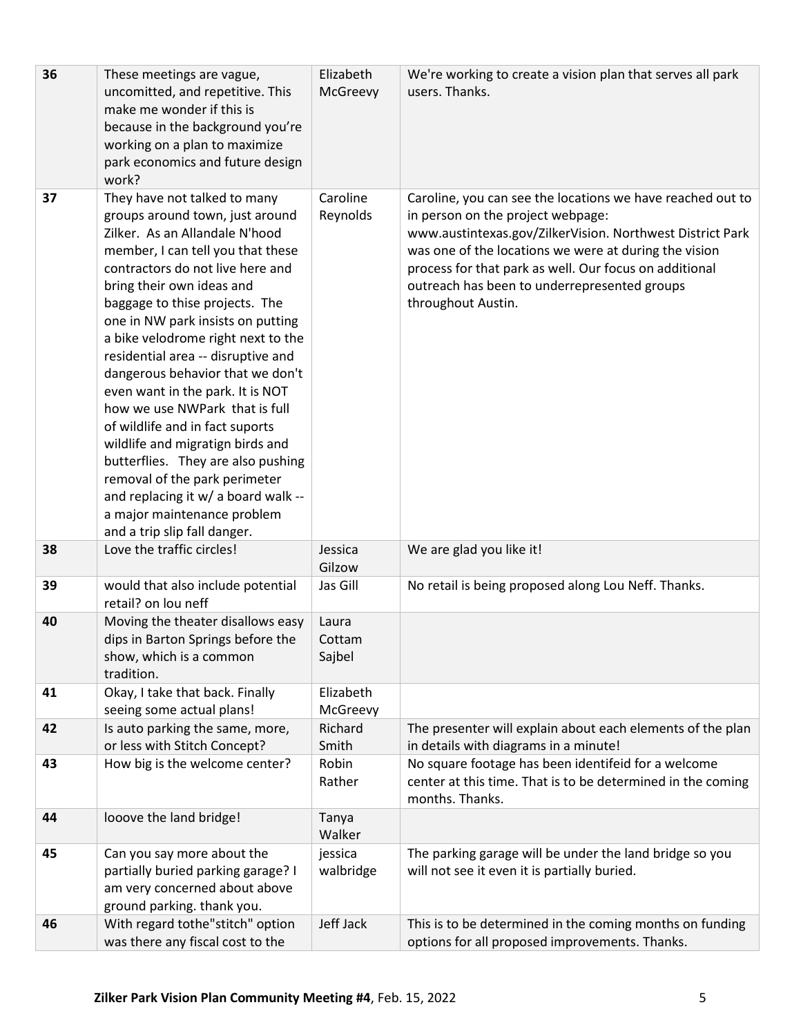| 36 | These meetings are vague, uncomitted, and repetitive. This make me wonder if this is because in the background you're working on a plan to maximize park economics and future design work? | Elizabeth McGreevy | We're working to create a vision plan that serves all park users. Thanks. |
|---|---|---|---|
| 37 | They have not talked to many groups around town, just around Zilker. As an Allandale N'hood member, I can tell you that these contractors do not live here and bring their own ideas and baggage to thise projects. The one in NW park insists on putting a bike velodrome right next to the residential area -- disruptive and dangerous behavior that we don't even want in the park. It is NOT how we use NWPark that is full of wildlife and in fact suports wildlife and migratign birds and butterflies. They are also pushing removal of the park perimeter and replacing it w/ a board walk -- a major maintenance problem and a trip slip fall danger. | Caroline Reynolds | Caroline, you can see the locations we have reached out to in person on the project webpage: www.austintexas.gov/ZilkerVision. Northwest District Park was one of the locations we were at during the vision process for that park as well. Our focus on additional outreach has been to underrepresented groups throughout Austin. |
| 38 | Love the traffic circles! | Jessica Gilzow | We are glad you like it! |
| 39 | would that also include potential retail? on lou neff | Jas Gill | No retail is being proposed along Lou Neff. Thanks. |
| 40 | Moving the theater disallows easy dips in Barton Springs before the show, which is a common tradition. | Laura Cottam Sajbel | |
| 41 | Okay, I take that back. Finally seeing some actual plans! | Elizabeth McGreevy | |
| 42 | Is auto parking the same, more, or less with Stitch Concept? | Richard Smith | The presenter will explain about each elements of the plan in details with diagrams in a minute! |
| 43 | How big is the welcome center? | Robin Rather | No square footage has been identifeid for a welcome center at this time. That is to be determined in the coming months. Thanks. |
| 44 | looove the land bridge! | Tanya Walker | |
| 45 | Can you say more about the partially buried parking garage? I am very concerned about above ground parking. thank you. | jessica walbridge | The parking garage will be under the land bridge so you will not see it even it is partially buried. |
| 46 | With regard tothe"stitch" option was there any fiscal cost to the | Jeff Jack | This is to be determined in the coming months on funding options for all proposed improvements. Thanks. |

**Zilker Park Vision Plan Community Meeting #4**, Feb. 15, 2022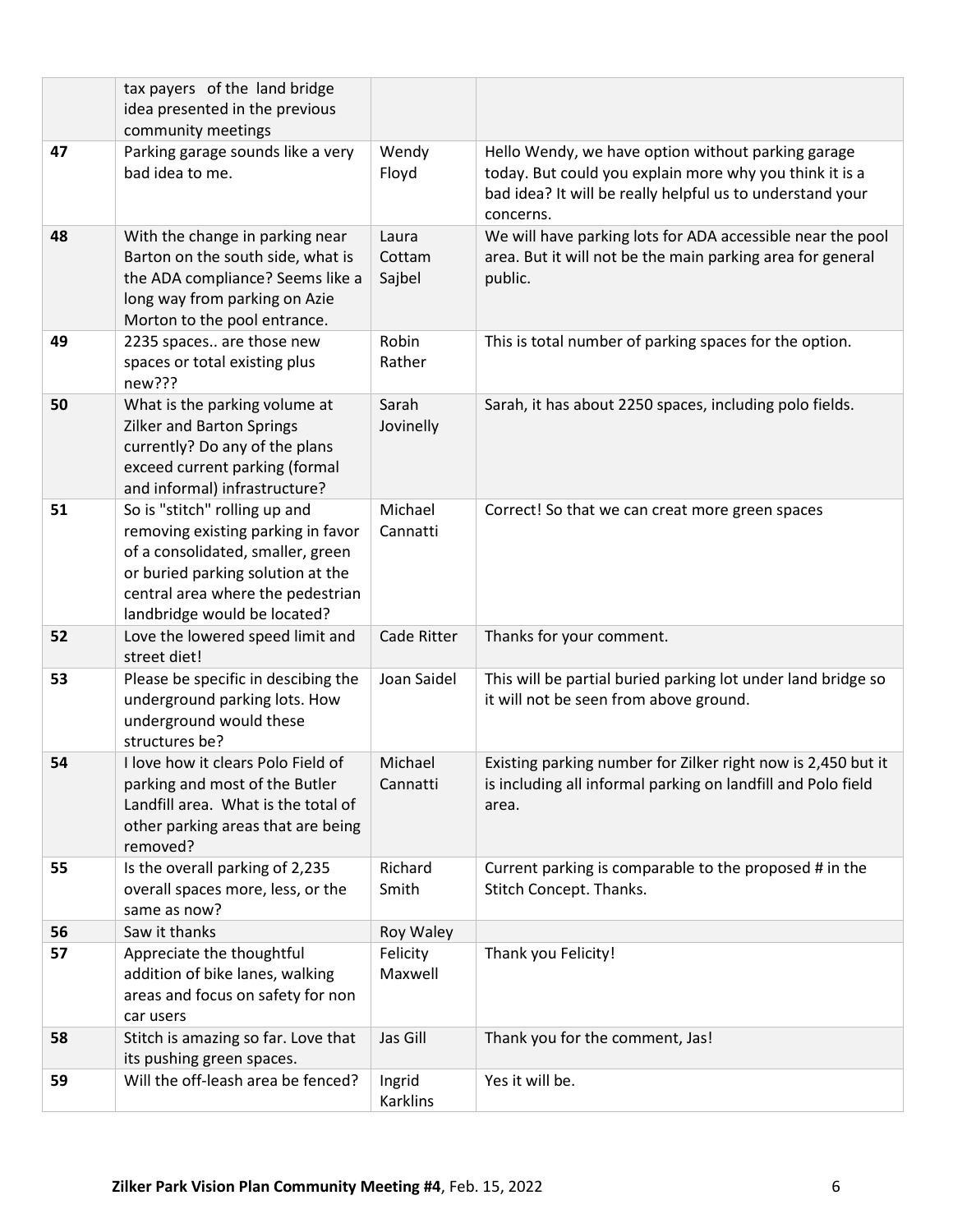|  |  |  |  |
| --- | --- | --- | --- |
|  | tax payers of the land bridge idea presented in the previous community meetings |  |  |
| 47 | Parking garage sounds like a very bad idea to me. | Wendy Floyd | Hello Wendy, we have option without parking garage today. But could you explain more why you think it is a bad idea? It will be really helpful us to understand your concerns. |
| 48 | With the change in parking near Barton on the south side, what is the ADA compliance? Seems like a long way from parking on Azie Morton to the pool entrance. | Laura Cottam Sajbel | We will have parking lots for ADA accessible near the pool area. But it will not be the main parking area for general public. |
| 49 | 2235 spaces.. are those new spaces or total existing plus new??? | Robin Rather | This is total number of parking spaces for the option. |
| 50 | What is the parking volume at Zilker and Barton Springs currently? Do any of the plans exceed current parking (formal and informal) infrastructure? | Sarah Jovinelly | Sarah, it has about 2250 spaces, including polo fields. |
| 51 | So is "stitch" rolling up and removing existing parking in favor of a consolidated, smaller, green or buried parking solution at the central area where the pedestrian landbridge would be located? | Michael Cannatti | Correct! So that we can creat more green spaces |
| 52 | Love the lowered speed limit and street diet! | Cade Ritter | Thanks for your comment. |
| 53 | Please be specific in descibing the underground parking lots. How underground would these structures be? | Joan Saidel | This will be partial buried parking lot under land bridge so it will not be seen from above ground. |
| 54 | I love how it clears Polo Field of parking and most of the Butler Landfill area. What is the total of other parking areas that are being removed? | Michael Cannatti | Existing parking number for Zilker right now is 2,450 but it is including all informal parking on landfill and Polo field area. |
| 55 | Is the overall parking of 2,235 overall spaces more, less, or the same as now? | Richard Smith | Current parking is comparable to the proposed # in the Stitch Concept. Thanks. |
| 56 | Saw it thanks | Roy Waley |  |
| 57 | Appreciate the thoughtful addition of bike lanes, walking areas and focus on safety for non car users | Felicity Maxwell | Thank you Felicity! |
| 58 | Stitch is amazing so far. Love that its pushing green spaces. | Jas Gill | Thank you for the comment, Jas! |
| 59 | Will the off-leash area be fenced? | Ingrid Karklins | Yes it will be. |

**Zilker Park Vision Plan Community Meeting #4**, Feb. 15, 2022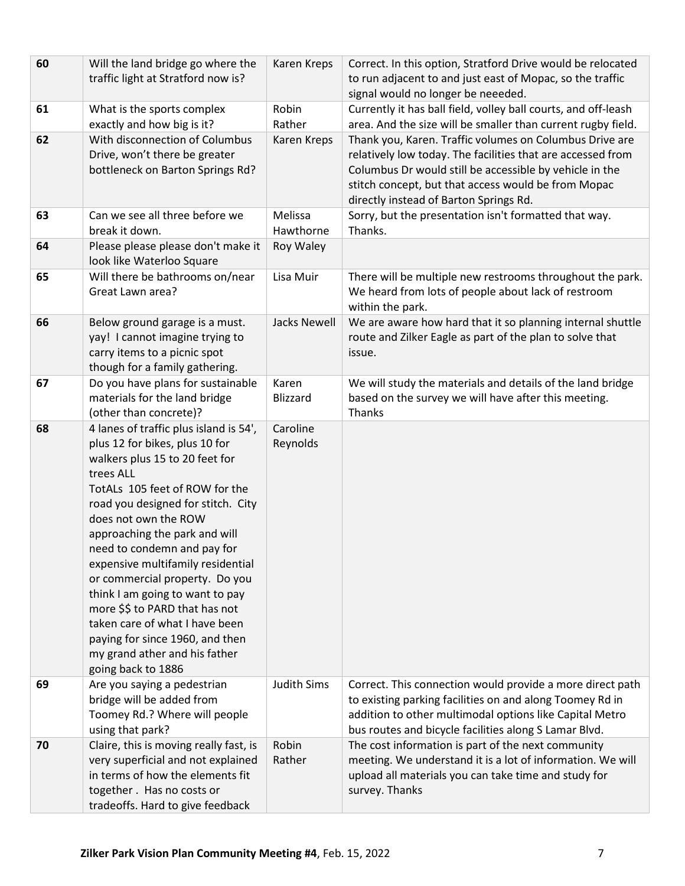| | | | |
|---|---|---|---|
| 60 | Will the land bridge go where the traffic light at Stratford now is? | Karen Kreps | Correct. In this option, Stratford Drive would be relocated to run adjacent to and just east of Mopac, so the traffic signal would no longer be neeeded. |
| 61 | What is the sports complex exactly and how big is it? | Robin Rather | Currently it has ball field, volley ball courts, and off-leash area. And the size will be smaller than current rugby field. |
| 62 | With disconnection of Columbus Drive, won't there be greater bottleneck on Barton Springs Rd? | Karen Kreps | Thank you, Karen. Traffic volumes on Columbus Drive are relatively low today. The facilities that are accessed from Columbus Dr would still be accessible by vehicle in the stitch concept, but that access would be from Mopac directly instead of Barton Springs Rd. |
| 63 | Can we see all three before we break it down. | Melissa Hawthorne | Sorry, but the presentation isn't formatted that way. Thanks. |
| 64 | Please please please don't make it look like Waterloo Square | Roy Waley | |
| 65 | Will there be bathrooms on/near Great Lawn area? | Lisa Muir | There will be multiple new restrooms throughout the park. We heard from lots of people about lack of restroom within the park. |
| 66 | Below ground garage is a must. yay! I cannot imagine trying to carry items to a picnic spot though for a family gathering. | Jacks Newell | We are aware how hard that it so planning internal shuttle route and Zilker Eagle as part of the plan to solve that issue. |
| 67 | Do you have plans for sustainable materials for the land bridge (other than concrete)? | Karen Blizzard | We will study the materials and details of the land bridge based on the survey we will have after this meeting. Thanks |
| 68 | 4 lanes of traffic plus island is 54', plus 12 for bikes, plus 10 for walkers plus 15 to 20 feet for trees ALL TotALs 105 feet of ROW for the road you designed for stitch. City does not own the ROW approaching the park and will need to condemn and pay for expensive multifamily residential or commercial property. Do you think I am going to want to pay more $$ to PARD that has not taken care of what I have been paying for since 1960, and then my grand ather and his father going back to 1886 | Caroline Reynolds | |
| 69 | Are you saying a pedestrian bridge will be added from Toomey Rd.? Where will people using that park? | Judith Sims | Correct. This connection would provide a more direct path to existing parking facilities on and along Toomey Rd in addition to other multimodal options like Capital Metro bus routes and bicycle facilities along S Lamar Blvd. |
| 70 | Claire, this is moving really fast, is very superficial and not explained in terms of how the elements fit together . Has no costs or tradeoffs. Hard to give feedback | Robin Rather | The cost information is part of the next community meeting. We understand it is a lot of information. We will upload all materials you can take time and study for survey. Thanks |

**Zilker Park Vision Plan Community Meeting #4**, Feb. 15, 2022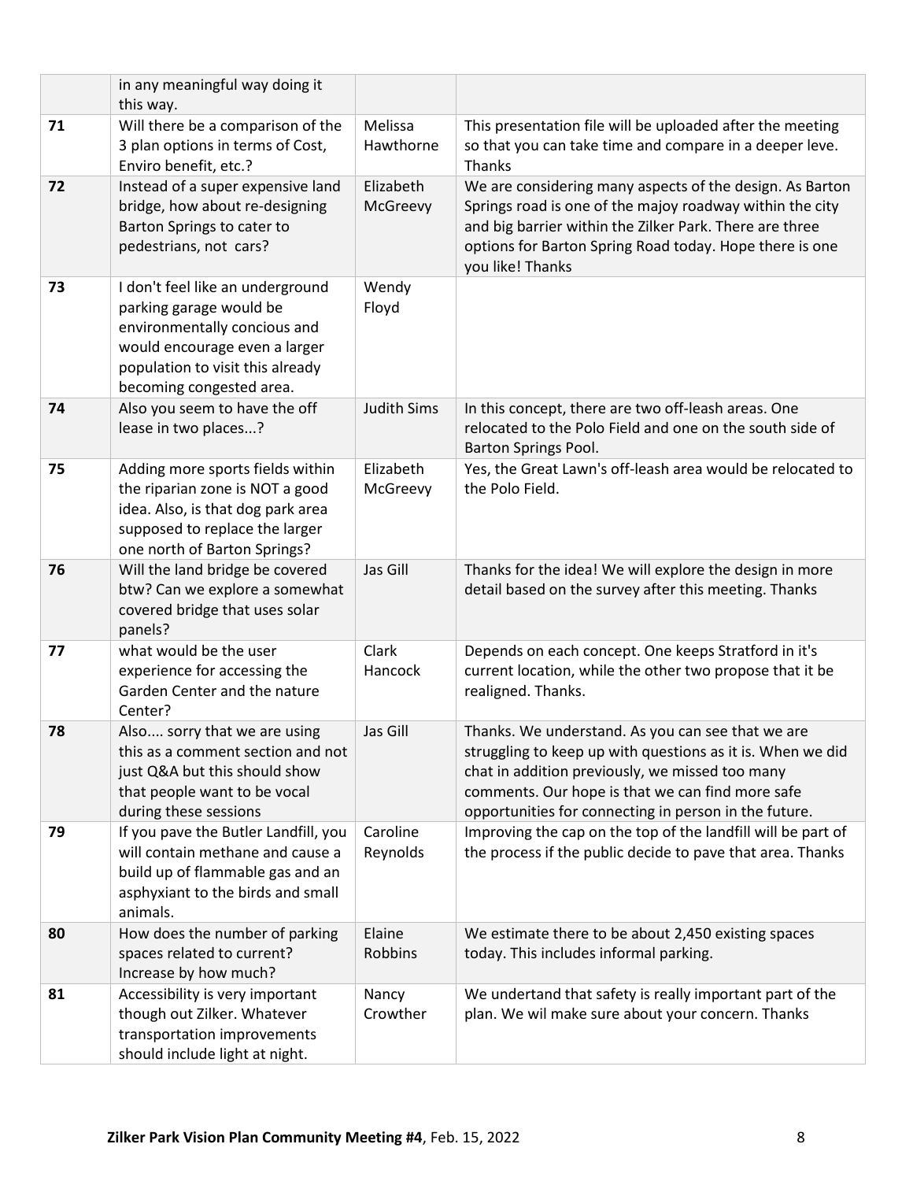| | | | |
|---|---|---|---|
| | in any meaningful way doing it this way. | | |
| **71** | Will there be a comparison of the 3 plan options in terms of Cost, Enviro benefit, etc.? | Melissa Hawthorne | This presentation file will be uploaded after the meeting so that you can take time and compare in a deeper leve. Thanks |
| **72** | Instead of a super expensive land bridge, how about re-designing Barton Springs to cater to pedestrians, not cars? | Elizabeth McGreevy | We are considering many aspects of the design. As Barton Springs road is one of the majoy roadway within the city and big barrier within the Zilker Park. There are three options for Barton Spring Road today. Hope there is one you like! Thanks |
| **73** | I don't feel like an underground parking garage would be environmentally concious and would encourage even a larger population to visit this already becoming congested area. | Wendy Floyd | |
| **74** | Also you seem to have the off lease in two places...? | Judith Sims | In this concept, there are two off-leash areas. One relocated to the Polo Field and one on the south side of Barton Springs Pool. |
| **75** | Adding more sports fields within the riparian zone is NOT a good idea. Also, is that dog park area supposed to replace the larger one north of Barton Springs? | Elizabeth McGreevy | Yes, the Great Lawn's off-leash area would be relocated to the Polo Field. |
| **76** | Will the land bridge be covered btw? Can we explore a somewhat covered bridge that uses solar panels? | Jas Gill | Thanks for the idea! We will explore the design in more detail based on the survey after this meeting. Thanks |
| **77** | what would be the user experience for accessing the Garden Center and the nature Center? | Clark Hancock | Depends on each concept. One keeps Stratford in it's current location, while the other two propose that it be realigned. Thanks. |
| **78** | Also.... sorry that we are using this as a comment section and not just Q&A but this should show that people want to be vocal during these sessions | Jas Gill | Thanks. We understand. As you can see that we are struggling to keep up with questions as it is. When we did chat in addition previously, we missed too many comments. Our hope is that we can find more safe opportunities for connecting in person in the future. |
| **79** | If you pave the Butler Landfill, you will contain methane and cause a build up of flammable gas and an asphyxiant to the birds and small animals. | Caroline Reynolds | Improving the cap on the top of the landfill will be part of the process if the public decide to pave that area. Thanks |
| **80** | How does the number of parking spaces related to current? Increase by how much? | Elaine Robbins | We estimate there to be about 2,450 existing spaces today. This includes informal parking. |
| **81** | Accessibility is very important though out Zilker. Whatever transportation improvements should include light at night. | Nancy Crowther | We undertand that safety is really important part of the plan. We wil make sure about your concern. Thanks |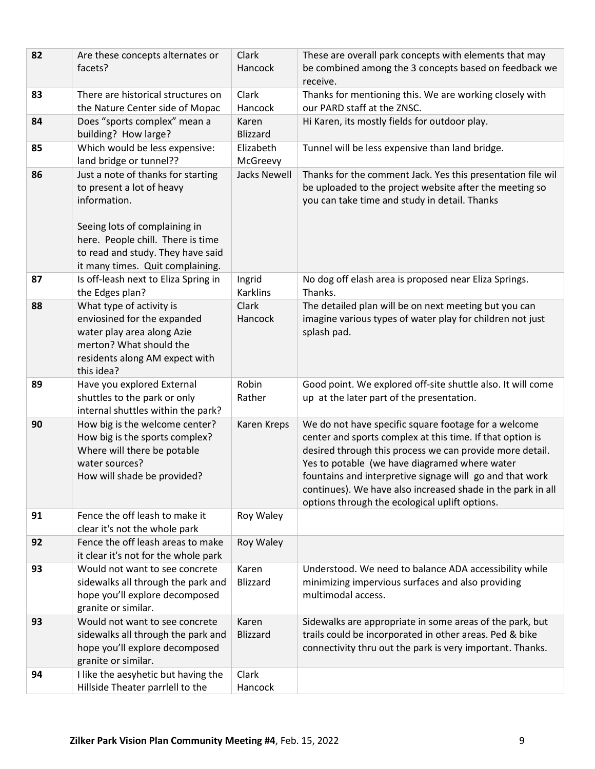| 82 | Are these concepts alternates or facets? | Clark Hancock | These are overall park concepts with elements that may be combined among the 3 concepts based on feedback we receive. |
|---|---|---|---|
| 83 | There are historical structures on the Nature Center side of Mopac | Clark Hancock | Thanks for mentioning this. We are working closely with our PARD staff at the ZNSC. |
| 84 | Does “sports complex” mean a building? How large? | Karen Blizzard | Hi Karen, its mostly fields for outdoor play. |
| 85 | Which would be less expensive: land bridge or tunnel?? | Elizabeth McGreevy | Tunnel will be less expensive than land bridge. |
| 86 | Just a note of thanks for starting to present a lot of heavy information.<br><br>Seeing lots of complaining in here. People chill. There is time to read and study. They have said it many times. Quit complaining. | Jacks Newell | Thanks for the comment Jack. Yes this presentation file wil be uploaded to the project website after the meeting so you can take time and study in detail. Thanks |
| 87 | Is off-leash next to Eliza Spring in the Edges plan? | Ingrid Karklins | No dog off elash area is proposed near Eliza Springs. Thanks. |
| 88 | What type of activity is enviosined for the expanded water play area along Azie merton? What should the residents along AM expect with this idea? | Clark Hancock | The detailed plan will be on next meeting but you can imagine various types of water play for children not just splash pad. |
| 89 | Have you explored External shuttles to the park or only internal shuttles within the park? | Robin Rather | Good point. We explored off-site shuttle also. It will come up at the later part of the presentation. |
| 90 | How big is the welcome center?<br>How big is the sports complex?<br>Where will there be potable water sources?<br>How will shade be provided? | Karen Kreps | We do not have specific square footage for a welcome center and sports complex at this time. If that option is desired through this process we can provide more detail. Yes to potable (we have diagramed where water fountains and interpretive signage will go and that work continues). We have also increased shade in the park in all options through the ecological uplift options. |
| 91 | Fence the off leash to make it clear it's not the whole park | Roy Waley | |
| 92 | Fence the off leash areas to make it clear it's not for the whole park | Roy Waley | |
| 93 | Would not want to see concrete sidewalks all through the park and hope you'll explore decomposed granite or similar. | Karen Blizzard | Understood. We need to balance ADA accessibility while minimizing impervious surfaces and also providing multimodal access. |
| 93 | Would not want to see concrete sidewalks all through the park and hope you'll explore decomposed granite or similar. | Karen Blizzard | Sidewalks are appropriate in some areas of the park, but trails could be incorporated in other areas. Ped & bike connectivity thru out the park is very important. Thanks. |
| 94 | I like the aesyhetic but having the Hillside Theater parrlell to the | Clark Hancock | |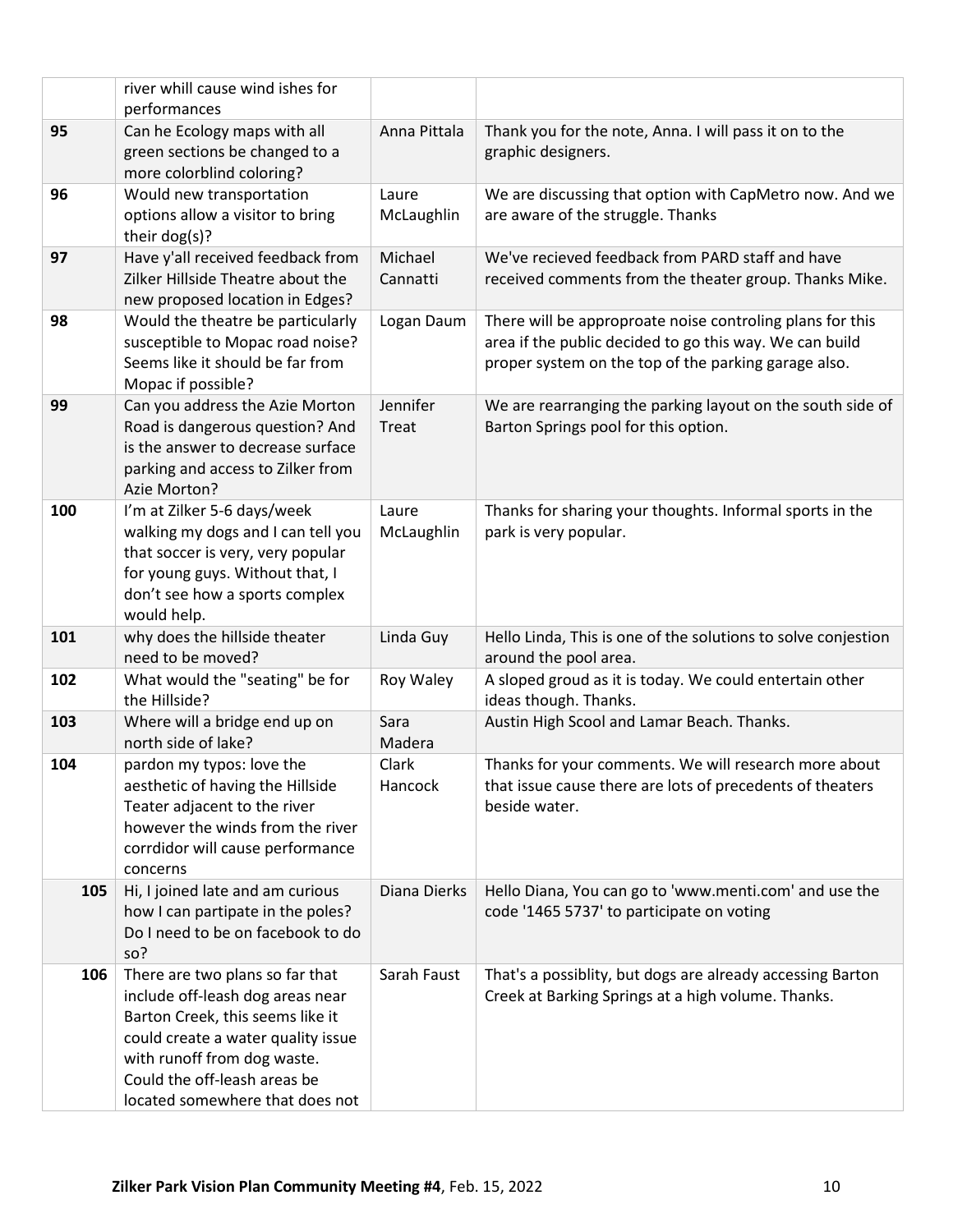| | | | |
|---|---|---|---|
| | river whill cause wind ishes for performances | | |
| 95 | Can he Ecology maps with all green sections be changed to a more colorblind coloring? | Anna Pittala | Thank you for the note, Anna. I will pass it on to the graphic designers. |
| 96 | Would new transportation options allow a visitor to bring their dog(s)? | Laure McLaughlin | We are discussing that option with CapMetro now. And we are aware of the struggle. Thanks |
| 97 | Have y'all received feedback from Zilker Hillside Theatre about the new proposed location in Edges? | Michael Cannatti | We've recieved feedback from PARD staff and have received comments from the theater group. Thanks Mike. |
| 98 | Would the theatre be particularly susceptible to Mopac road noise? Seems like it should be far from Mopac if possible? | Logan Daum | There will be approproate noise controling plans for this area if the public decided to go this way. We can build proper system on the top of the parking garage also. |
| 99 | Can you address the Azie Morton Road is dangerous question? And is the answer to decrease surface parking and access to Zilker from Azie Morton? | Jennifer Treat | We are rearranging the parking layout on the south side of Barton Springs pool for this option. |
| 100 | I'm at Zilker 5-6 days/week walking my dogs and I can tell you that soccer is very, very popular for young guys. Without that, I don't see how a sports complex would help. | Laure McLaughlin | Thanks for sharing your thoughts. Informal sports in the park is very popular. |
| 101 | why does the hillside theater need to be moved? | Linda Guy | Hello Linda, This is one of the solutions to solve conjestion around the pool area. |
| 102 | What would the "seating" be for the Hillside? | Roy Waley | A sloped groud as it is today. We could entertain other ideas though. Thanks. |
| 103 | Where will a bridge end up on north side of lake? | Sara Madera | Austin High Scool and Lamar Beach. Thanks. |
| 104 | pardon my typos: love the aesthetic of having the Hillside Teater adjacent to the river however the winds from the river corrdidor will cause performance concerns | Clark Hancock | Thanks for your comments. We will research more about that issue cause there are lots of precedents of theaters beside water. |
| 105 | Hi, I joined late and am curious how I can partipate in the poles? Do I need to be on facebook to do so? | Diana Dierks | Hello Diana, You can go to 'www.menti.com' and use the code '1465 5737' to participate on voting |
| 106 | There are two plans so far that include off-leash dog areas near Barton Creek, this seems like it could create a water quality issue with runoff from dog waste. Could the off-leash areas be located somewhere that does not | Sarah Faust | That's a possiblity, but dogs are already accessing Barton Creek at Barking Springs at a high volume. Thanks. |

**Zilker Park Vision Plan Community Meeting #4**, Feb. 15, 2022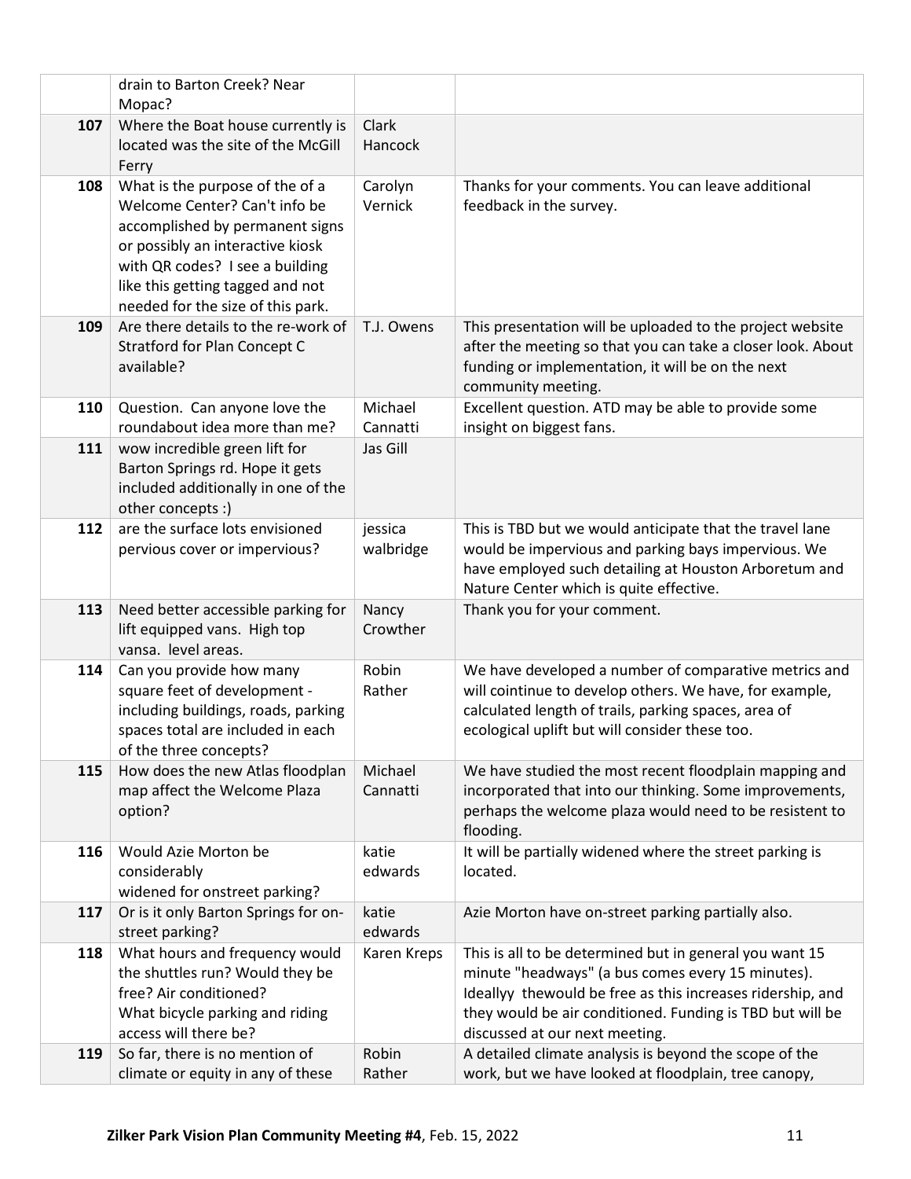| | | | |
|---|---|---|---|
| | drain to Barton Creek? Near Mopac? | | |
| 107 | Where the Boat house currently is located was the site of the McGill Ferry | Clark Hancock | |
| 108 | What is the purpose of the of a Welcome Center? Can't info be accomplished by permanent signs or possibly an interactive kiosk with QR codes? I see a building like this getting tagged and not needed for the size of this park. | Carolyn Vernick | Thanks for your comments. You can leave additional feedback in the survey. |
| 109 | Are there details to the re-work of Stratford for Plan Concept C available? | T.J. Owens | This presentation will be uploaded to the project website after the meeting so that you can take a closer look. About funding or implementation, it will be on the next community meeting. |
| 110 | Question. Can anyone love the roundabout idea more than me? | Michael Cannatti | Excellent question. ATD may be able to provide some insight on biggest fans. |
| 111 | wow incredible green lift for Barton Springs rd. Hope it gets included additionally in one of the other concepts :) | Jas Gill | |
| 112 | are the surface lots envisioned pervious cover or impervious? | jessica walbridge | This is TBD but we would anticipate that the travel lane would be impervious and parking bays impervious. We have employed such detailing at Houston Arboretum and Nature Center which is quite effective. |
| 113 | Need better accessible parking for lift equipped vans. High top vansa. level areas. | Nancy Crowther | Thank you for your comment. |
| 114 | Can you provide how many square feet of development - including buildings, roads, parking spaces total are included in each of the three concepts? | Robin Rather | We have developed a number of comparative metrics and will cointinue to develop others. We have, for example, calculated length of trails, parking spaces, area of ecological uplift but will consider these too. |
| 115 | How does the new Atlas floodplan map affect the Welcome Plaza option? | Michael Cannatti | We have studied the most recent floodplain mapping and incorporated that into our thinking. Some improvements, perhaps the welcome plaza would need to be resistent to flooding. |
| 116 | Would Azie Morton be considerably widened for onstreet parking? | katie edwards | It will be partially widened where the street parking is located. |
| 117 | Or is it only Barton Springs for on-street parking? | katie edwards | Azie Morton have on-street parking partially also. |
| 118 | What hours and frequency would the shuttles run? Would they be free? Air conditioned? What bicycle parking and riding access will there be? | Karen Kreps | This is all to be determined but in general you want 15 minute "headways" (a bus comes every 15 minutes). Ideallyy thewould be free as this increases ridership, and they would be air conditioned. Funding is TBD but will be discussed at our next meeting. |
| 119 | So far, there is no mention of climate or equity in any of these | Robin Rather | A detailed climate analysis is beyond the scope of the work, but we have looked at floodplain, tree canopy, |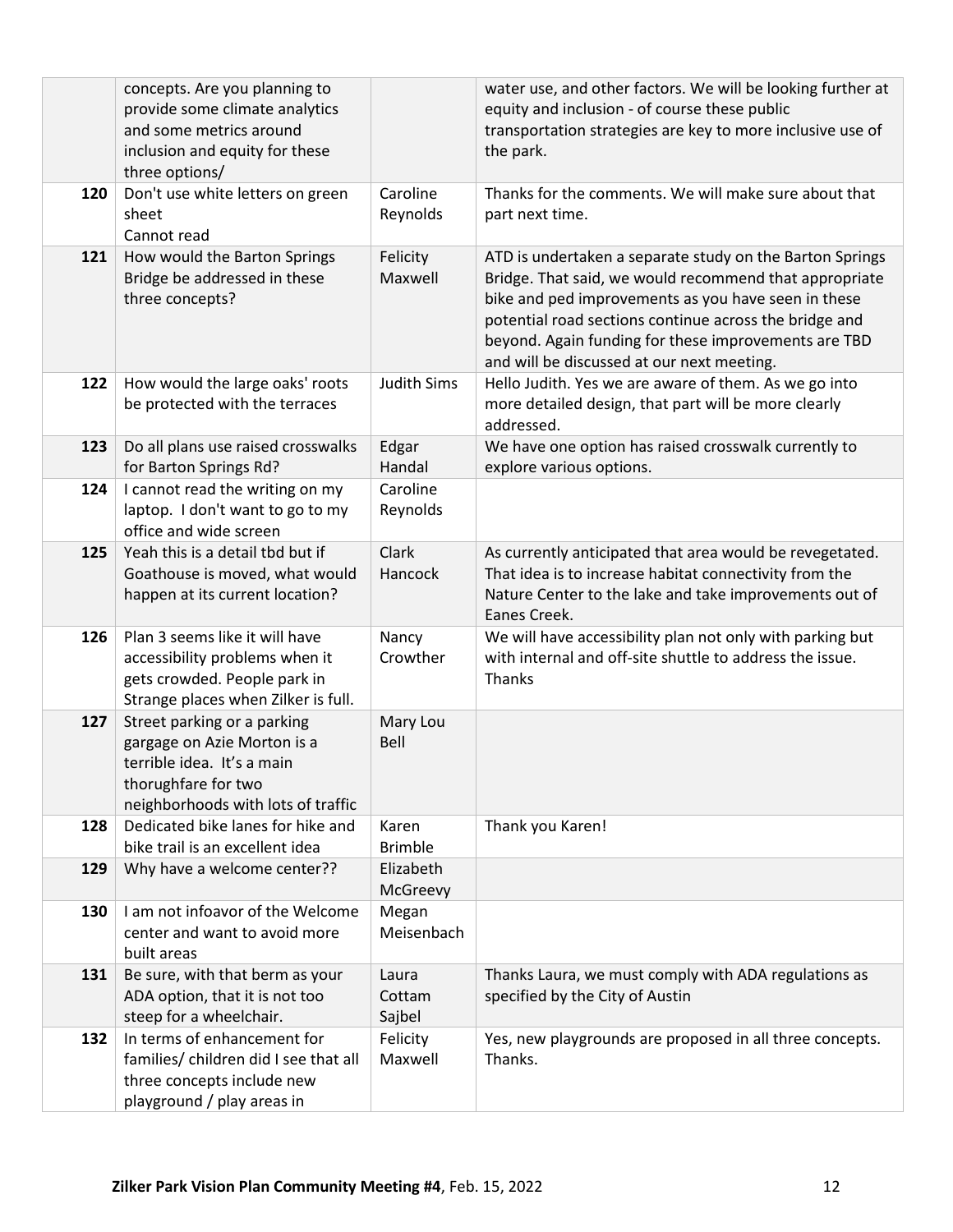| | | | |
|---|---|---|---|
| | concepts. Are you planning to provide some climate analytics and some metrics around inclusion and equity for these three options/ | | water use, and other factors. We will be looking further at equity and inclusion - of course these public transportation strategies are key to more inclusive use of the park. |
| 120 | Don't use white letters on green sheet<br>Cannot read | Caroline Reynolds | Thanks for the comments. We will make sure about that part next time. |
| 121 | How would the Barton Springs Bridge be addressed in these three concepts? | Felicity Maxwell | ATD is undertaken a separate study on the Barton Springs Bridge. That said, we would recommend that appropriate bike and ped improvements as you have seen in these potential road sections continue across the bridge and beyond. Again funding for these improvements are TBD and will be discussed at our next meeting. |
| 122 | How would the large oaks' roots be protected with the terraces | Judith Sims | Hello Judith. Yes we are aware of them. As we go into more detailed design, that part will be more clearly addressed. |
| 123 | Do all plans use raised crosswalks for Barton Springs Rd? | Edgar Handal | We have one option has raised crosswalk currently to explore various options. |
| 124 | I cannot read the writing on my laptop. I don't want to go to my office and wide screen | Caroline Reynolds | |
| 125 | Yeah this is a detail tbd but if Goathouse is moved, what would happen at its current location? | Clark Hancock | As currently anticipated that area would be revegetated. That idea is to increase habitat connectivity from the Nature Center to the lake and take improvements out of Eanes Creek. |
| 126 | Plan 3 seems like it will have accessibility problems when it gets crowded. People park in Strange places when Zilker is full. | Nancy Crowther | We will have accessibility plan not only with parking but with internal and off-site shuttle to address the issue. Thanks |
| 127 | Street parking or a parking gargage on Azie Morton is a terrible idea. It's a main thorughfare for two neighborhoods with lots of traffic | Mary Lou Bell | |
| 128 | Dedicated bike lanes for hike and bike trail is an excellent idea | Karen Brimble | Thank you Karen! |
| 129 | Why have a welcome center?? | Elizabeth McGreevy | |
| 130 | I am not infoavor of the Welcome center and want to avoid more built areas | Megan Meisenbach | |
| 131 | Be sure, with that berm as your ADA option, that it is not too steep for a wheelchair. | Laura Cottam Sajbel | Thanks Laura, we must comply with ADA regulations as specified by the City of Austin |
| 132 | In terms of enhancement for families/ children did I see that all three concepts include new playground / play areas in | Felicity Maxwell | Yes, new playgrounds are proposed in all three concepts. Thanks. |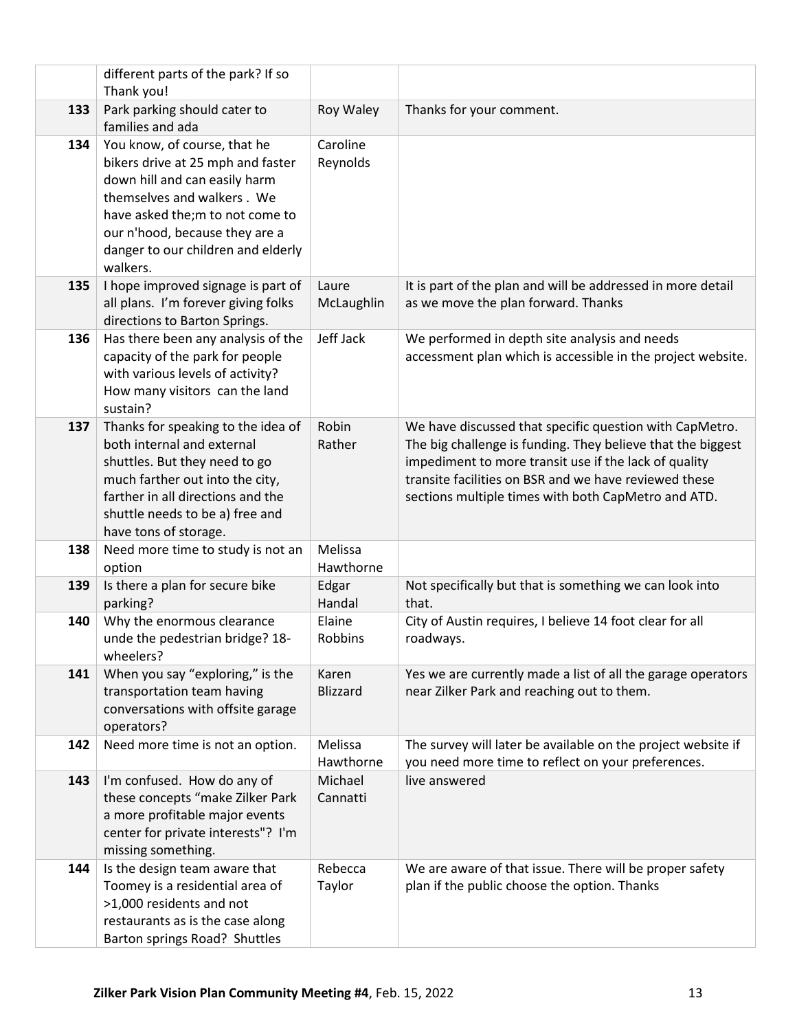| | | | |
|---|---|---|---|
| | different parts of the park? If so Thank you! | | |
| 133 | Park parking should cater to families and ada | Roy Waley | Thanks for your comment. |
| 134 | You know, of course, that he bikers drive at 25 mph and faster down hill and can easily harm themselves and walkers . We have asked the;m to not come to our n'hood, because they are a danger to our children and elderly walkers. | Caroline Reynolds | |
| 135 | I hope improved signage is part of all plans. I'm forever giving folks directions to Barton Springs. | Laure McLaughlin | It is part of the plan and will be addressed in more detail as we move the plan forward. Thanks |
| 136 | Has there been any analysis of the capacity of the park for people with various levels of activity? How many visitors can the land sustain? | Jeff Jack | We performed in depth site analysis and needs accessment plan which is accessible in the project website. |
| 137 | Thanks for speaking to the idea of both internal and external shuttles. But they need to go much farther out into the city, farther in all directions and the shuttle needs to be a) free and have tons of storage. | Robin Rather | We have discussed that specific question with CapMetro. The big challenge is funding. They believe that the biggest impediment to more transit use if the lack of quality transite facilities on BSR and we have reviewed these sections multiple times with both CapMetro and ATD. |
| 138 | Need more time to study is not an option | Melissa Hawthorne | |
| 139 | Is there a plan for secure bike parking? | Edgar Handal | Not specifically but that is something we can look into that. |
| 140 | Why the enormous clearance unde the pedestrian bridge? 18-wheelers? | Elaine Robbins | City of Austin requires, I believe 14 foot clear for all roadways. |
| 141 | When you say "exploring," is the transportation team having conversations with offsite garage operators? | Karen Blizzard | Yes we are currently made a list of all the garage operators near Zilker Park and reaching out to them. |
| 142 | Need more time is not an option. | Melissa Hawthorne | The survey will later be available on the project website if you need more time to reflect on your preferences. |
| 143 | I'm confused. How do any of these concepts "make Zilker Park a more profitable major events center for private interests"? I'm missing something. | Michael Cannatti | live answered |
| 144 | Is the design team aware that Toomey is a residential area of >1,000 residents and not restaurants as is the case along Barton springs Road? Shuttles | Rebecca Taylor | We are aware of that issue. There will be proper safety plan if the public choose the option. Thanks |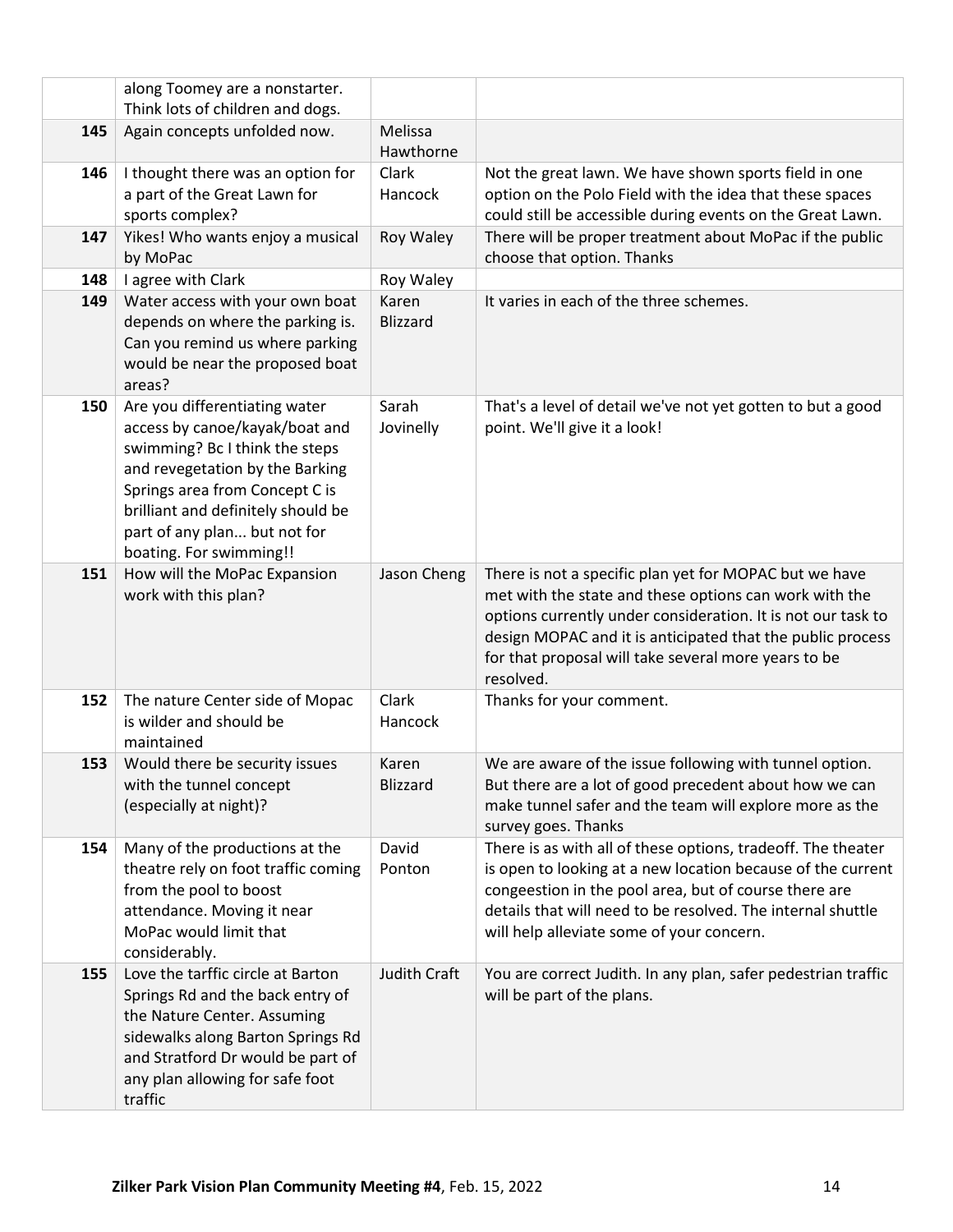| | | | |
|---|---|---|---|
| | along Toomey are a nonstarter. Think lots of children and dogs. | | |
| 145 | Again concepts unfolded now. | Melissa Hawthorne | |
| 146 | I thought there was an option for a part of the Great Lawn for sports complex? | Clark Hancock | Not the great lawn. We have shown sports field in one option on the Polo Field with the idea that these spaces could still be accessible during events on the Great Lawn. |
| 147 | Yikes! Who wants enjoy a musical by MoPac | Roy Waley | There will be proper treatment about MoPac if the public choose that option. Thanks |
| 148 | I agree with Clark | Roy Waley | |
| 149 | Water access with your own boat depends on where the parking is. Can you remind us where parking would be near the proposed boat areas? | Karen Blizzard | It varies in each of the three schemes. |
| 150 | Are you differentiating water access by canoe/kayak/boat and swimming? Bc I think the steps and revegetation by the Barking Springs area from Concept C is brilliant and definitely should be part of any plan... but not for boating. For swimming!! | Sarah Jovinelly | That's a level of detail we've not yet gotten to but a good point. We'll give it a look! |
| 151 | How will the MoPac Expansion work with this plan? | Jason Cheng | There is not a specific plan yet for MOPAC but we have met with the state and these options can work with the options currently under consideration. It is not our task to design MOPAC and it is anticipated that the public process for that proposal will take several more years to be resolved. |
| 152 | The nature Center side of Mopac is wilder and should be maintained | Clark Hancock | Thanks for your comment. |
| 153 | Would there be security issues with the tunnel concept (especially at night)? | Karen Blizzard | We are aware of the issue following with tunnel option. But there are a lot of good precedent about how we can make tunnel safer and the team will explore more as the survey goes. Thanks |
| 154 | Many of the productions at the theatre rely on foot traffic coming from the pool to boost attendance. Moving it near MoPac would limit that considerably. | David Ponton | There is as with all of these options, tradeoff. The theater is open to looking at a new location because of the current congeestion in the pool area, but of course there are details that will need to be resolved. The internal shuttle will help alleviate some of your concern. |
| 155 | Love the tarffic circle at Barton Springs Rd and the back entry of the Nature Center. Assuming sidewalks along Barton Springs Rd and Stratford Dr would be part of any plan allowing for safe foot traffic | Judith Craft | You are correct Judith. In any plan, safer pedestrian traffic will be part of the plans. |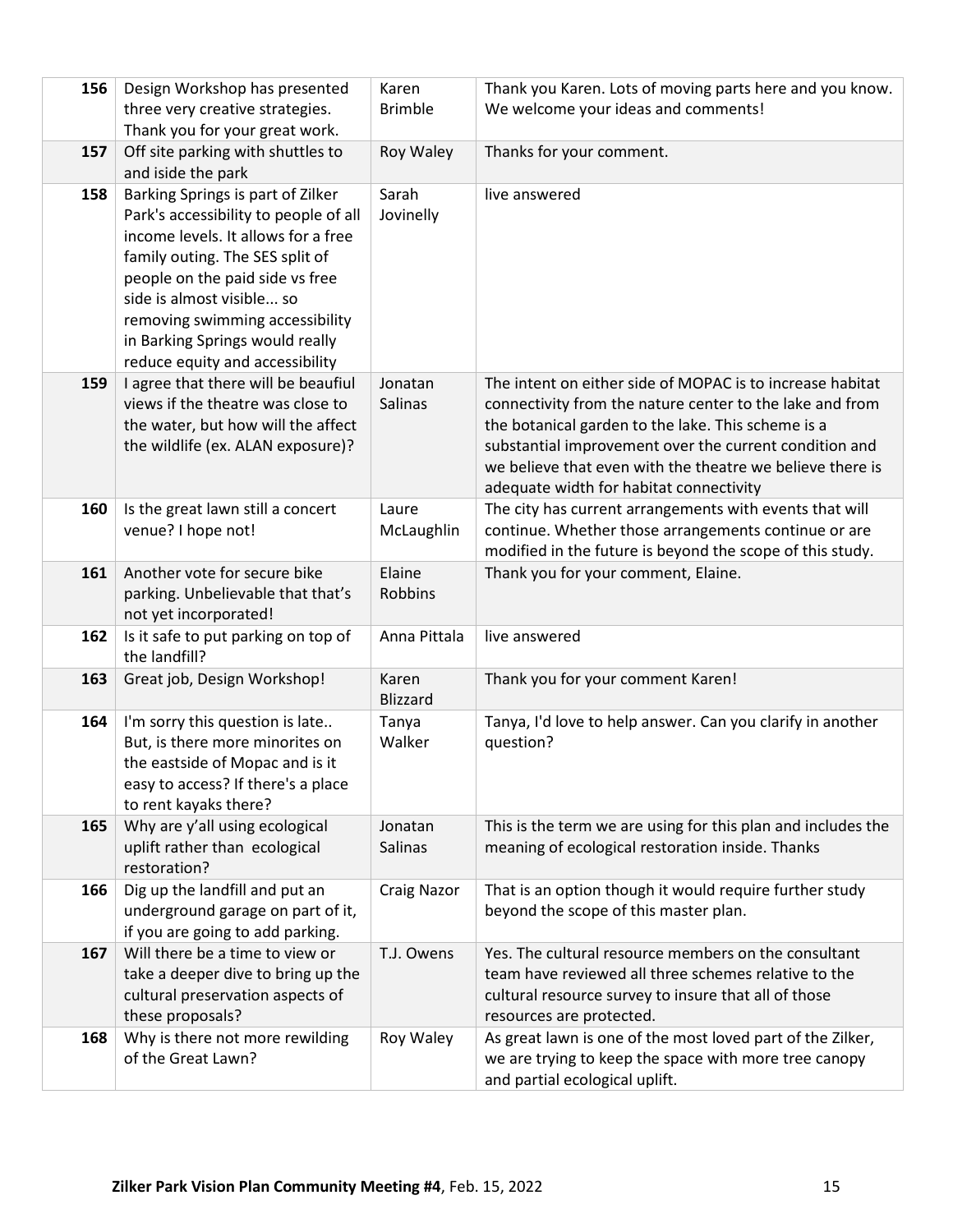| | | | |
|---|---|---|---|
| **156** | Design Workshop has presented three very creative strategies. Thank you for your great work. | Karen Brimble | Thank you Karen. Lots of moving parts here and you know. We welcome your ideas and comments! |
| **157** | Off site parking with shuttles to and iside the park | Roy Waley | Thanks for your comment. |
| **158** | Barking Springs is part of Zilker Park's accessibility to people of all income levels. It allows for a free family outing. The SES split of people on the paid side vs free side is almost visible... so removing swimming accessibility in Barking Springs would really reduce equity and accessibility | Sarah Jovinelly | live answered |
| **159** | I agree that there will be beauful views if the theatre was close to the water, but how will the affect the wildlife (ex. ALAN exposure)? | Jonatan Salinas | The intent on either side of MOPAC is to increase habitat connectivity from the nature center to the lake and from the botanical garden to the lake. This scheme is a substantial improvement over the current condition and we believe that even with the theatre we believe there is adequate width for habitat connectivity |
| **160** | Is the great lawn still a concert venue? I hope not! | Laure McLaughlin | The city has current arrangements with events that will continue. Whether those arrangements continue or are modified in the future is beyond the scope of this study. |
| **161** | Another vote for secure bike parking. Unbelievable that that's not yet incorporated! | Elaine Robbins | Thank you for your comment, Elaine. |
| **162** | Is it safe to put parking on top of the landfill? | Anna Pittala | live answered |
| **163** | Great job, Design Workshop! | Karen Blizzard | Thank you for your comment Karen! |
| **164** | I'm sorry this question is late.. But, is there more minorites on the eastside of Mopac and is it easy to access? If there's a place to rent kayaks there? | Tanya Walker | Tanya, I'd love to help answer. Can you clarify in another question? |
| **165** | Why are y'all using ecological uplift rather than ecological restoration? | Jonatan Salinas | This is the term we are using for this plan and includes the meaning of ecological restoration inside. Thanks |
| **166** | Dig up the landfill and put an underground garage on part of it, if you are going to add parking. | Craig Nazor | That is an option though it would require further study beyond the scope of this master plan. |
| **167** | Will there be a time to view or take a deeper dive to bring up the cultural preservation aspects of these proposals? | T.J. Owens | Yes. The cultural resource members on the consultant team have reviewed all three schemes relative to the cultural resource survey to insure that all of those resources are protected. |
| **168** | Why is there not more rewilding of the Great Lawn? | Roy Waley | As great lawn is one of the most loved part of the Zilker, we are trying to keep the space with more tree canopy and partial ecological uplift. |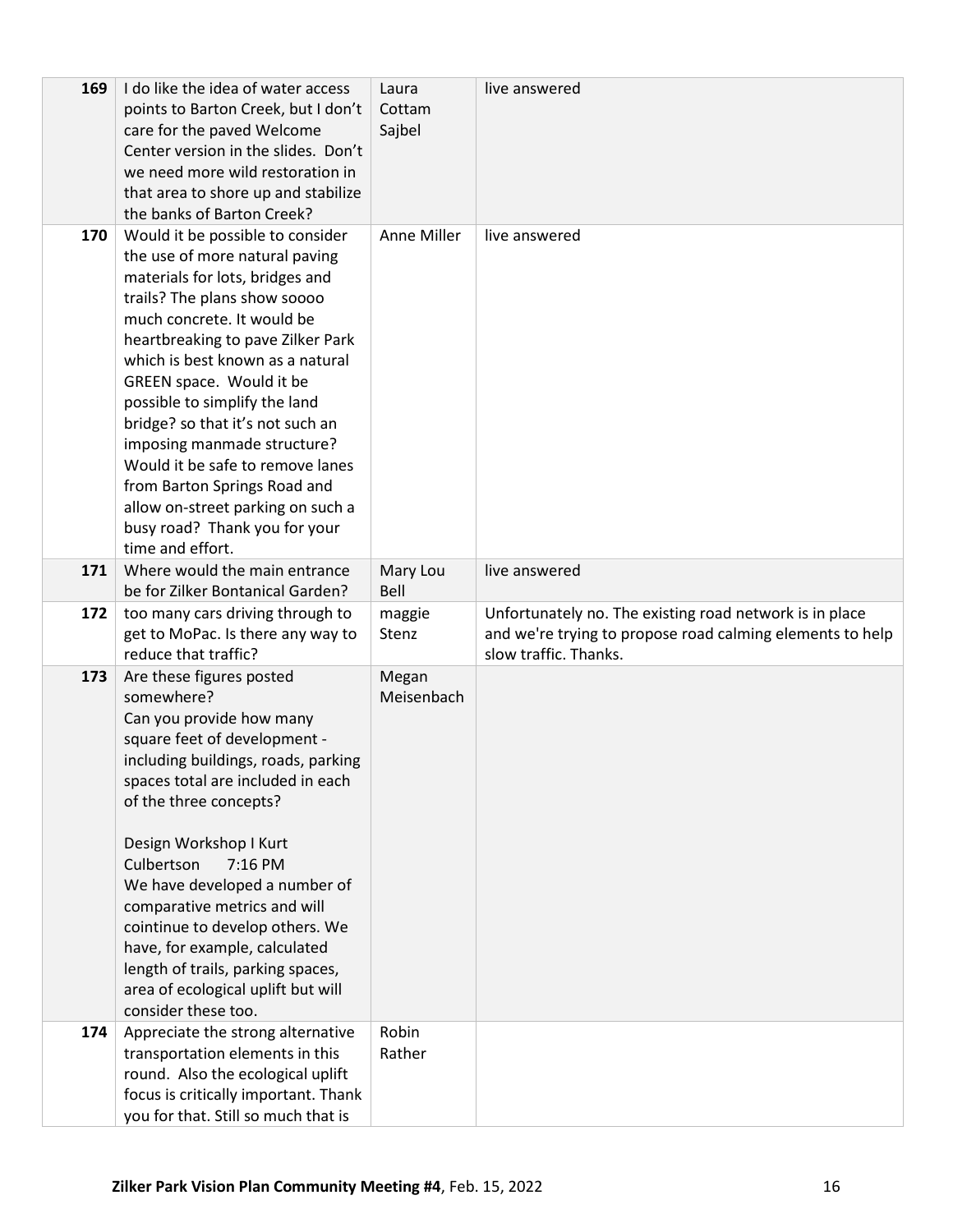| 169 | I do like the idea of water access points to Barton Creek, but I don't care for the paved Welcome Center version in the slides. Don't we need more wild restoration in that area to shore up and stabilize the banks of Barton Creek? | Laura Cottam Sajbel | live answered |
|---|---|---|---|
| 170 | Would it be possible to consider the use of more natural paving materials for lots, bridges and trails? The plans show soooo much concrete. It would be heartbreaking to pave Zilker Park which is best known as a natural GREEN space. Would it be possible to simplify the land bridge? so that it's not such an imposing manmade structure? Would it be safe to remove lanes from Barton Springs Road and allow on-street parking on such a busy road? Thank you for your time and effort. | Anne Miller | live answered |
| 171 | Where would the main entrance be for Zilker Bontanical Garden? | Mary Lou Bell | live answered |
| 172 | too many cars driving through to get to MoPac. Is there any way to reduce that traffic? | maggie Stenz | Unfortunately no. The existing road network is in place and we're trying to propose road calming elements to help slow traffic. Thanks. |
| 173 | Are these figures posted somewhere?<br>Can you provide how many square feet of development - including buildings, roads, parking spaces total are included in each of the three concepts?<br><br>Design Workshop I Kurt Culbertson 7:16 PM<br>We have developed a number of comparative metrics and will cointinue to develop others. We have, for example, calculated length of trails, parking spaces, area of ecological uplift but will consider these too. | Megan Meisenbach | |
| 174 | Appreciate the strong alternative transportation elements in this round. Also the ecological uplift focus is critically important. Thank you for that. Still so much that is | Robin Rather | |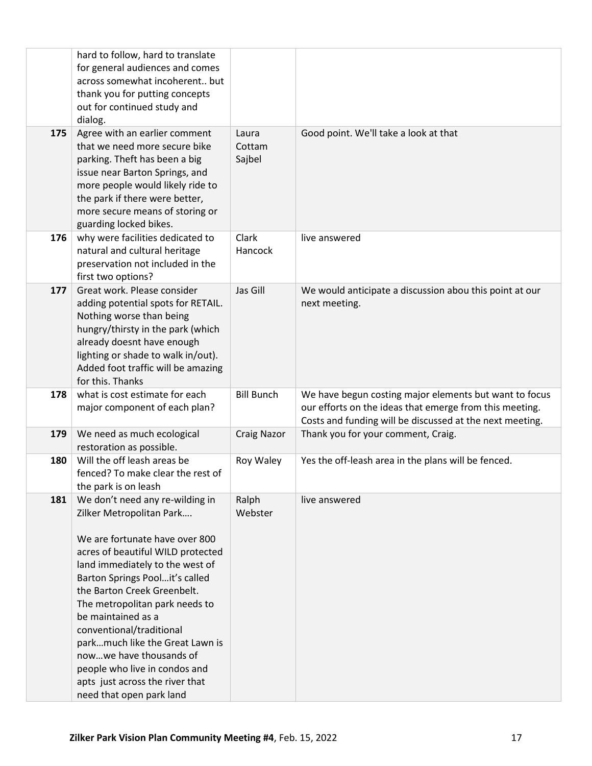| | | | |
|---|---|---|---|
| | hard to follow, hard to translate for general audiences and comes across somewhat incoherent.. but thank you for putting concepts out for continued study and dialog. | | |
| **175** | Agree with an earlier comment that we need more secure bike parking. Theft has been a big issue near Barton Springs, and more people would likely ride to the park if there were better, more secure means of storing or guarding locked bikes. | Laura Cottam Sajbel | Good point. We'll take a look at that |
| **176** | why were facilities dedicated to natural and cultural heritage preservation not included in the first two options? | Clark Hancock | live answered |
| **177** | Great work. Please consider adding potential spots for RETAIL. Nothing worse than being hungry/thirsty in the park (which already doesnt have enough lighting or shade to walk in/out). Added foot traffic will be amazing for this. Thanks | Jas Gill | We would anticipate a discussion abou this point at our next meeting. |
| **178** | what is cost estimate for each major component of each plan? | Bill Bunch | We have begun costing major elements but want to focus our efforts on the ideas that emerge from this meeting. Costs and funding will be discussed at the next meeting. |
| **179** | We need as much ecological restoration as possible. | Craig Nazor | Thank you for your comment, Craig. |
| **180** | Will the off leash areas be fenced? To make clear the rest of the park is on leash | Roy Waley | Yes the off-leash area in the plans will be fenced. |
| **181** | We don't need any re-wilding in Zilker Metropolitan Park….<br><br>We are fortunate have over 800 acres of beautiful WILD protected land immediately to the west of Barton Springs Pool…it's called the Barton Creek Greenbelt. The metropolitan park needs to be maintained as a conventional/traditional park…much like the Great Lawn is now…we have thousands of people who live in condos and apts just across the river that need that open park land | Ralph Webster | live answered |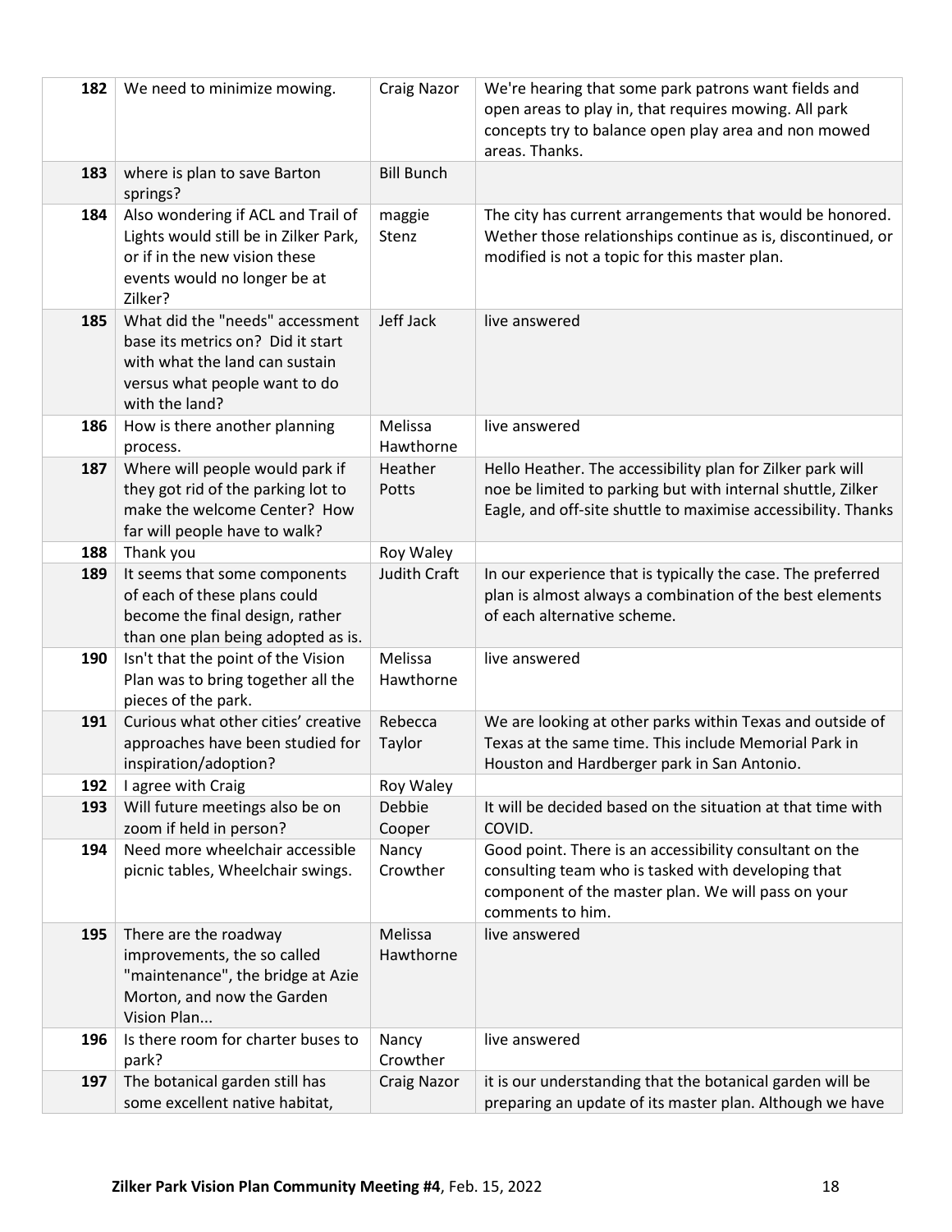| 182 | We need to minimize mowing. | Craig Nazor | We're hearing that some park patrons want fields and open areas to play in, that requires mowing. All park concepts try to balance open play area and non mowed areas. Thanks. |
|---|---|---|---|
| 183 | where is plan to save Barton springs? | Bill Bunch | |
| 184 | Also wondering if ACL and Trail of Lights would still be in Zilker Park, or if in the new vision these events would no longer be at Zilker? | maggie Stenz | The city has current arrangements that would be honored. Wether those relationships continue as is, discontinued, or modified is not a topic for this master plan. |
| 185 | What did the "needs" accessment base its metrics on? Did it start with what the land can sustain versus what people want to do with the land? | Jeff Jack | live answered |
| 186 | How is there another planning process. | Melissa Hawthorne | live answered |
| 187 | Where will people would park if they got rid of the parking lot to make the welcome Center? How far will people have to walk? | Heather Potts | Hello Heather. The accessibility plan for Zilker park will noe be limited to parking but with internal shuttle, Zilker Eagle, and off-site shuttle to maximise accessibility. Thanks |
| 188 | Thank you | Roy Waley | |
| 189 | It seems that some components of each of these plans could become the final design, rather than one plan being adopted as is. | Judith Craft | In our experience that is typically the case. The preferred plan is almost always a combination of the best elements of each alternative scheme. |
| 190 | Isn't that the point of the Vision Plan was to bring together all the pieces of the park. | Melissa Hawthorne | live answered |
| 191 | Curious what other cities' creative approaches have been studied for inspiration/adoption? | Rebecca Taylor | We are looking at other parks within Texas and outside of Texas at the same time. This include Memorial Park in Houston and Hardberger park in San Antonio. |
| 192 | I agree with Craig | Roy Waley | |
| 193 | Will future meetings also be on zoom if held in person? | Debbie Cooper | It will be decided based on the situation at that time with COVID. |
| 194 | Need more wheelchair accessible picnic tables, Wheelchair swings. | Nancy Crowther | Good point. There is an accessibility consultant on the consulting team who is tasked with developing that component of the master plan. We will pass on your comments to him. |
| 195 | There are the roadway improvements, the so called "maintenance", the bridge at Azie Morton, and now the Garden Vision Plan... | Melissa Hawthorne | live answered |
| 196 | Is there room for charter buses to park? | Nancy Crowther | live answered |
| 197 | The botanical garden still has some excellent native habitat, | Craig Nazor | it is our understanding that the botanical garden will be preparing an update of its master plan. Although we have |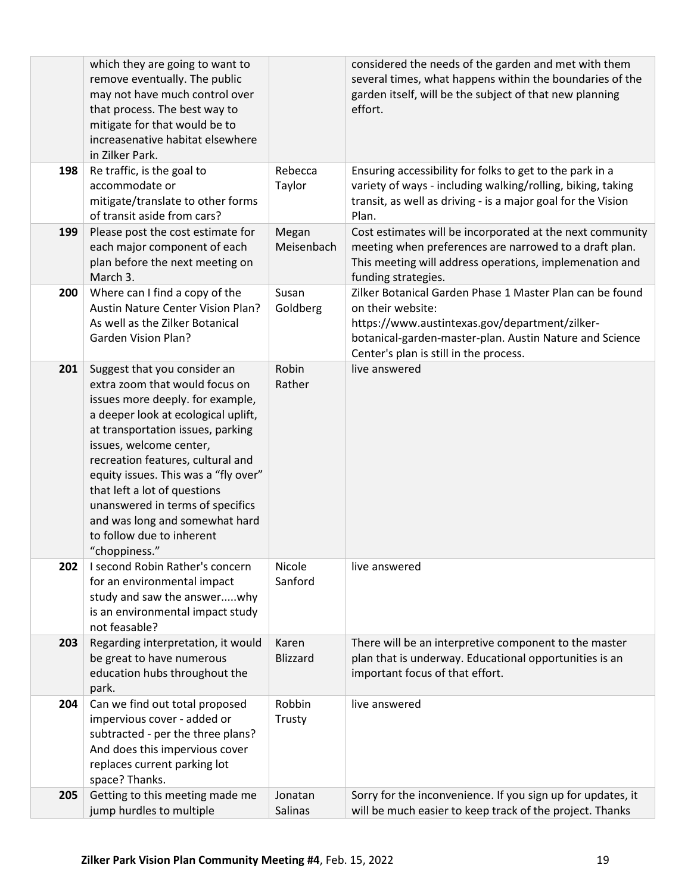| | | | |
|---|---|---|---|
| | which they are going to want to remove eventually. The public may not have much control over that process. The best way to mitigate for that would be to increasenative habitat elsewhere in Zilker Park. | | considered the needs of the garden and met with them several times, what happens within the boundaries of the garden itself, will be the subject of that new planning effort. |
| 198 | Re traffic, is the goal to accommodate or mitigate/translate to other forms of transit aside from cars? | Rebecca Taylor | Ensuring accessibility for folks to get to the park in a variety of ways - including walking/rolling, biking, taking transit, as well as driving - is a major goal for the Vision Plan. |
| 199 | Please post the cost estimate for each major component of each plan before the next meeting on March 3. | Megan Meisenbach | Cost estimates will be incorporated at the next community meeting when preferences are narrowed to a draft plan. This meeting will address operations, implemenation and funding strategies. |
| 200 | Where can I find a copy of the Austin Nature Center Vision Plan? As well as the Zilker Botanical Garden Vision Plan? | Susan Goldberg | Zilker Botanical Garden Phase 1 Master Plan can be found on their website: https://www.austintexas.gov/department/zilker-botanical-garden-master-plan. Austin Nature and Science Center's plan is still in the process. |
| 201 | Suggest that you consider an extra zoom that would focus on issues more deeply. for example, a deeper look at ecological uplift, at transportation issues, parking issues, welcome center, recreation features, cultural and equity issues. This was a "fly over" that left a lot of questions unanswered in terms of specifics and was long and somewhat hard to follow due to inherent "choppiness." | Robin Rather | live answered |
| 202 | I second Robin Rather's concern for an environmental impact study and saw the answer.....why is an environmental impact study not feasable? | Nicole Sanford | live answered |
| 203 | Regarding interpretation, it would be great to have numerous education hubs throughout the park. | Karen Blizzard | There will be an interpretive component to the master plan that is underway. Educational opportunities is an important focus of that effort. |
| 204 | Can we find out total proposed impervious cover - added or subtracted - per the three plans? And does this impervious cover replaces current parking lot space? Thanks. | Robbin Trusty | live answered |
| 205 | Getting to this meeting made me jump hurdles to multiple | Jonatan Salinas | Sorry for the inconvenience. If you sign up for updates, it will be much easier to keep track of the project. Thanks |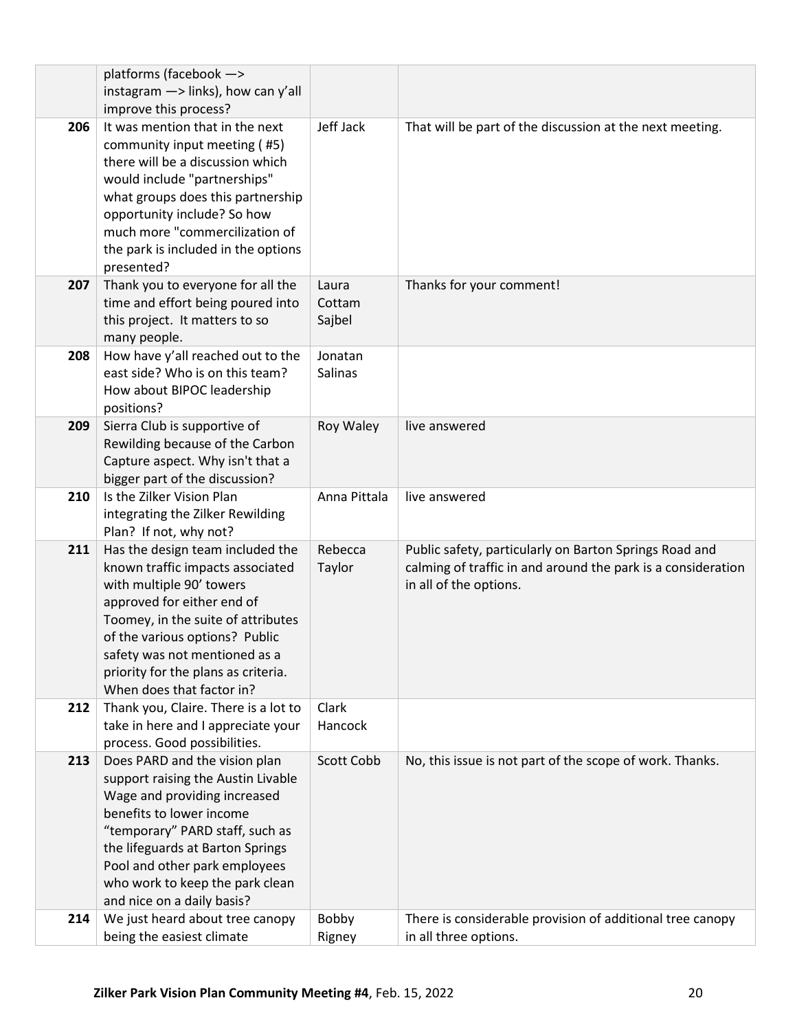| | | | |
|---|---|---|---|
| | platforms (facebook —> instagram —> links), how can y'all improve this process? | | |
| 206 | It was mention that in the next community input meeting ( #5) there will be a discussion which would include "partnerships" what groups does this partnership opportunity include? So how much more "commercilization of the park is included in the options presented? | Jeff Jack | That will be part of the discussion at the next meeting. |
| 207 | Thank you to everyone for all the time and effort being poured into this project. It matters to so many people. | Laura Cottam Sajbel | Thanks for your comment! |
| 208 | How have y'all reached out to the east side? Who is on this team? How about BIPOC leadership positions? | Jonatan Salinas | |
| 209 | Sierra Club is supportive of Rewilding because of the Carbon Capture aspect. Why isn't that a bigger part of the discussion? | Roy Waley | live answered |
| 210 | Is the Zilker Vision Plan integrating the Zilker Rewilding Plan? If not, why not? | Anna Pittala | live answered |
| 211 | Has the design team included the known traffic impacts associated with multiple 90' towers approved for either end of Toomey, in the suite of attributes of the various options? Public safety was not mentioned as a priority for the plans as criteria. When does that factor in? | Rebecca Taylor | Public safety, particularly on Barton Springs Road and calming of traffic in and around the park is a consideration in all of the options. |
| 212 | Thank you, Claire. There is a lot to take in here and I appreciate your process. Good possibilities. | Clark Hancock | |
| 213 | Does PARD and the vision plan support raising the Austin Livable Wage and providing increased benefits to lower income "temporary" PARD staff, such as the lifeguards at Barton Springs Pool and other park employees who work to keep the park clean and nice on a daily basis? | Scott Cobb | No, this issue is not part of the scope of work. Thanks. |
| 214 | We just heard about tree canopy being the easiest climate | Bobby Rigney | There is considerable provision of additional tree canopy in all three options. |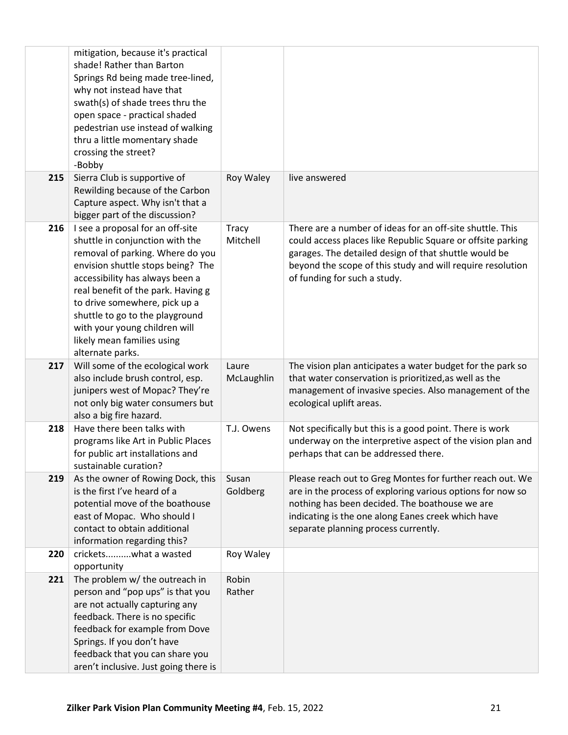| | | | |
|---|---|---|---|
| | mitigation, because it's practical shade! Rather than Barton Springs Rd being made tree-lined, why not instead have that swath(s) of shade trees thru the open space - practical shaded pedestrian use instead of walking thru a little momentary shade crossing the street? -Bobby | | |
| **215** | Sierra Club is supportive of Rewilding because of the Carbon Capture aspect. Why isn't that a bigger part of the discussion? | Roy Waley | live answered |
| **216** | I see a proposal for an off-site shuttle in conjunction with the removal of parking. Where do you envision shuttle stops being? The accessibility has always been a real benefit of the park. Having g to drive somewhere, pick up a shuttle to go to the playground with your young children will likely mean families using alternate parks. | Tracy Mitchell | There are a number of ideas for an off-site shuttle. This could access places like Republic Square or offsite parking garages. The detailed design of that shuttle would be beyond the scope of this study and will require resolution of funding for such a study. |
| **217** | Will some of the ecological work also include brush control, esp. junipers west of Mopac? They're not only big water consumers but also a big fire hazard. | Laure McLaughlin | The vision plan anticipates a water budget for the park so that water conservation is prioritized,as well as the management of invasive species. Also management of the ecological uplift areas. |
| **218** | Have there been talks with programs like Art in Public Places for public art installations and sustainable curation? | T.J. Owens | Not specifically but this is a good point. There is work underway on the interpretive aspect of the vision plan and perhaps that can be addressed there. |
| **219** | As the owner of Rowing Dock, this is the first I've heard of a potential move of the boathouse east of Mopac. Who should I contact to obtain additional information regarding this? | Susan Goldberg | Please reach out to Greg Montes for further reach out. We are in the process of exploring various options for now so nothing has been decided. The boathouse we are indicating is the one along Eanes creek which have separate planning process currently. |
| **220** | crickets..........what a wasted opportunity | Roy Waley | |
| **221** | The problem w/ the outreach in person and "pop ups" is that you are not actually capturing any feedback. There is no specific feedback for example from Dove Springs. If you don't have feedback that you can share you aren't inclusive. Just going there is | Robin Rather | |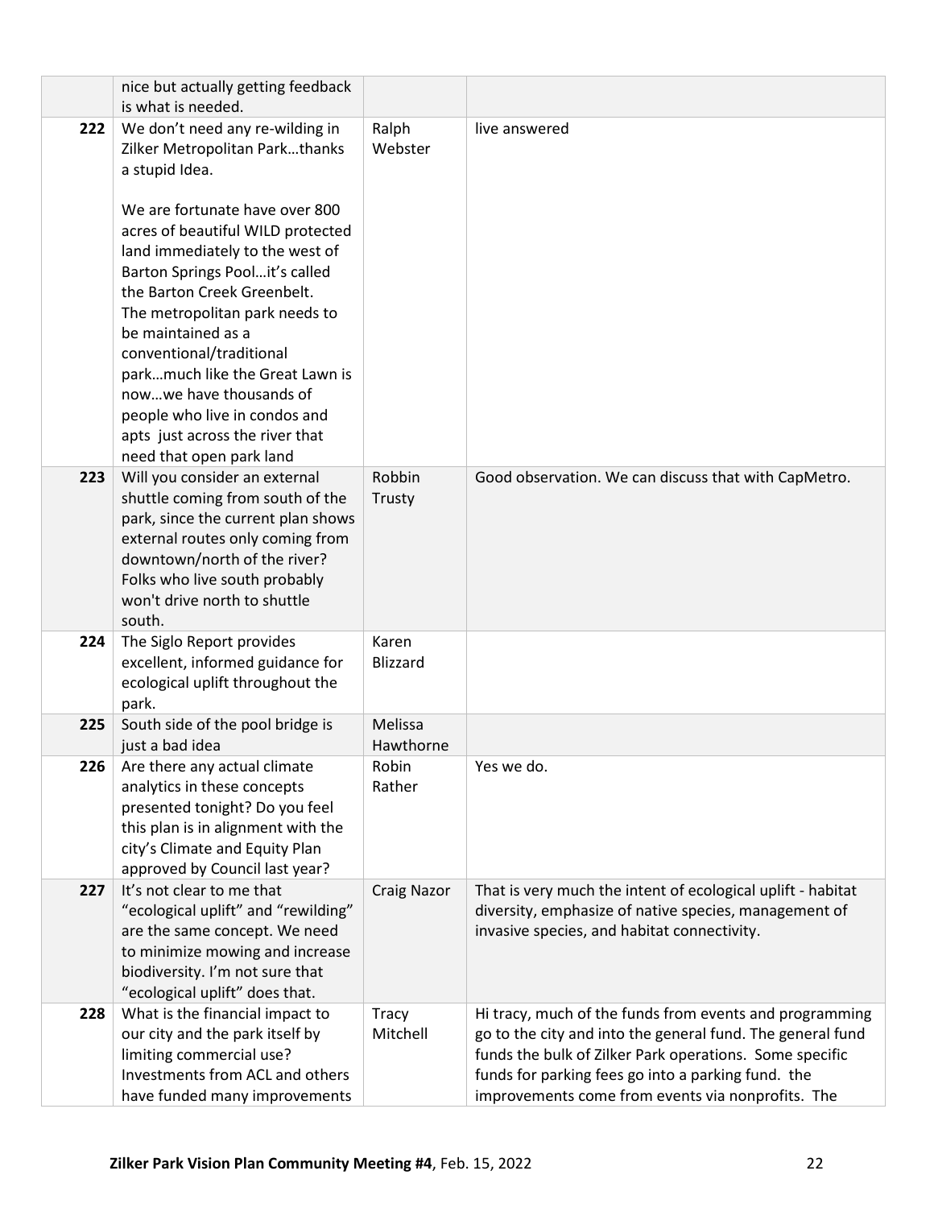| | | | |
|---|---|---|---|
| | nice but actually getting feedback is what is needed. | | |
| 222 | We don't need any re-wilding in Zilker Metropolitan Park…thanks a stupid Idea.<br><br>We are fortunate have over 800 acres of beautiful WILD protected land immediately to the west of Barton Springs Pool…it's called the Barton Creek Greenbelt. The metropolitan park needs to be maintained as a conventional/traditional park…much like the Great Lawn is now…we have thousands of people who live in condos and apts just across the river that need that open park land | Ralph Webster | live answered |
| 223 | Will you consider an external shuttle coming from south of the park, since the current plan shows external routes only coming from downtown/north of the river? Folks who live south probably won't drive north to shuttle south. | Robbin Trusty | Good observation. We can discuss that with CapMetro. |
| 224 | The Siglo Report provides excellent, informed guidance for ecological uplift throughout the park. | Karen Blizzard | |
| 225 | South side of the pool bridge is just a bad idea | Melissa Hawthorne | |
| 226 | Are there any actual climate analytics in these concepts presented tonight? Do you feel this plan is in alignment with the city's Climate and Equity Plan approved by Council last year? | Robin Rather | Yes we do. |
| 227 | It's not clear to me that "ecological uplift" and "rewilding" are the same concept. We need to minimize mowing and increase biodiversity. I'm not sure that "ecological uplift" does that. | Craig Nazor | That is very much the intent of ecological uplift - habitat diversity, emphasize of native species, management of invasive species, and habitat connectivity. |
| 228 | What is the financial impact to our city and the park itself by limiting commercial use? Investments from ACL and others have funded many improvements | Tracy Mitchell | Hi tracy, much of the funds from events and programming go to the city and into the general fund. The general fund funds the bulk of Zilker Park operations. Some specific funds for parking fees go into a parking fund. the improvements come from events via nonprofits. The |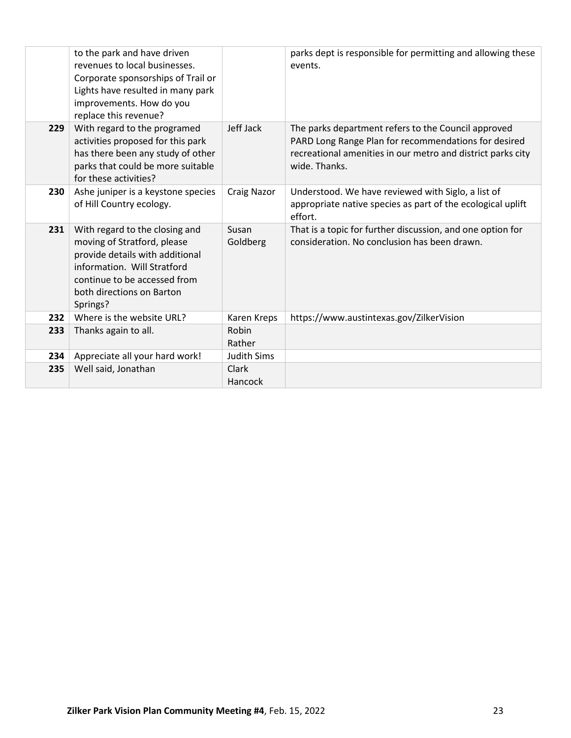| | | | |
|---|---|---|---|
| | to the park and have driven revenues to local businesses. Corporate sponsorships of Trail or Lights have resulted in many park improvements. How do you replace this revenue? | | parks dept is responsible for permitting and allowing these events. |
| **229** | With regard to the programed activities proposed for this park has there been any study of other parks that could be more suitable for these activities? | Jeff Jack | The parks department refers to the Council approved PARD Long Range Plan for recommendations for desired recreational amenities in our metro and district parks city wide. Thanks. |
| **230** | Ashe juniper is a keystone species of Hill Country ecology. | Craig Nazor | Understood. We have reviewed with Siglo, a list of appropriate native species as part of the ecological uplift effort. |
| **231** | With regard to the closing and moving of Stratford, please provide details with additional information. Will Stratford continue to be accessed from both directions on Barton Springs? | Susan Goldberg | That is a topic for further discussion, and one option for consideration. No conclusion has been drawn. |
| **232** | Where is the website URL? | Karen Kreps | https://www.austintexas.gov/ZilkerVision |
| **233** | Thanks again to all. | Robin Rather | |
| **234** | Appreciate all your hard work! | Judith Sims | |
| **235** | Well said, Jonathan | Clark Hancock | |